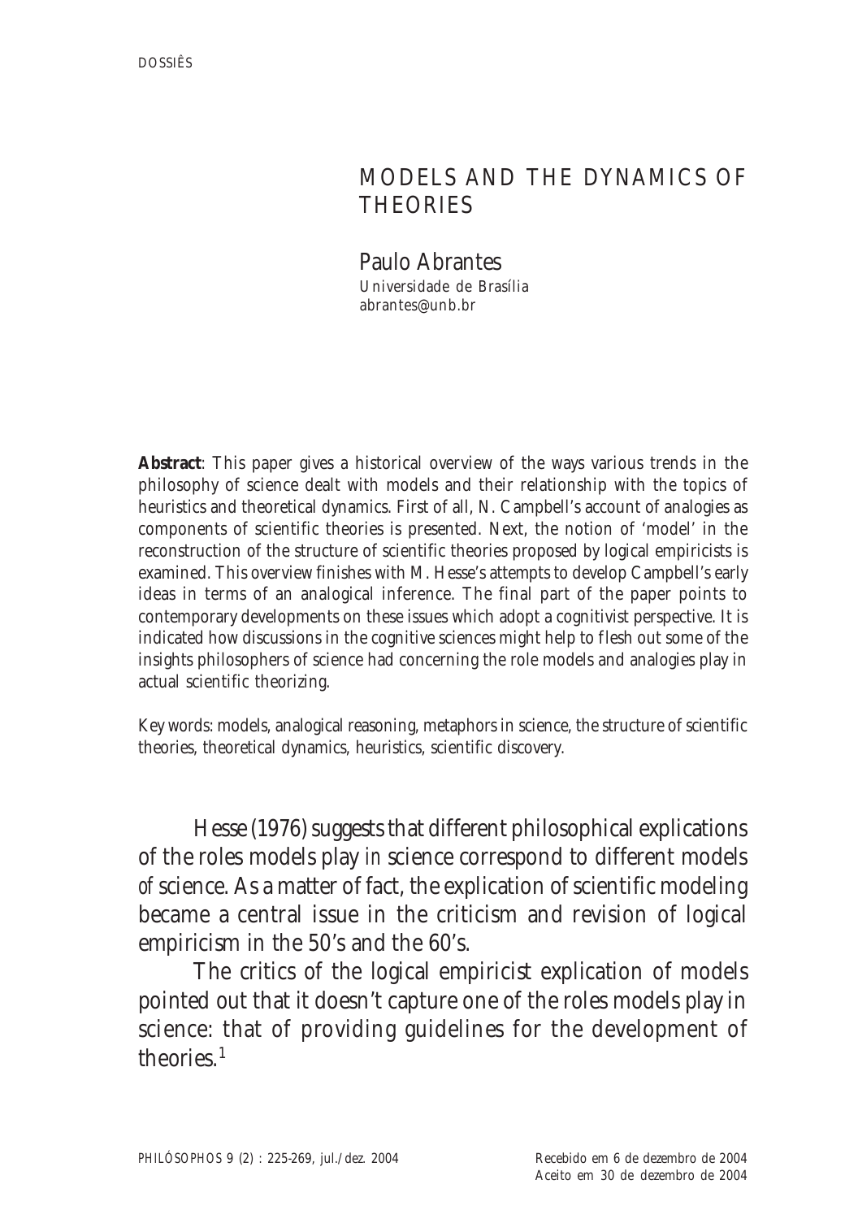# MODELS AND THE DYNAMICS OF THEORIES

**Paulo Abrantes**
Universidade de Brasília
abrantes@unb.br

**Abstract**: This paper gives a historical overview of the ways various trends in the philosophy of science dealt with models and their relationship with the topics of heuristics and theoretical dynamics. First of all, N. Campbell's account of analogies as components of scientific theories is presented. Next, the notion of 'model' in the reconstruction of the structure of scientific theories proposed by logical empiricists is examined. This overview finishes with M. Hesse's attempts to develop Campbell's early ideas in terms of an analogical inference. The final part of the paper points to contemporary developments on these issues which adopt a cognitivist perspective. It is indicated how discussions in the cognitive sciences might help to flesh out some of the insights philosophers of science had concerning the role models and analogies play in actual scientific theorizing.

Key words: models, analogical reasoning, metaphors in science, the structure of scientific theories, theoretical dynamics, heuristics, scientific discovery.

Hesse (1976) suggests that different philosophical explications of the roles models play *in* science correspond to different models *of* science. As a matter of fact, the explication of scientific modeling became a central issue in the criticism and revision of logical empiricism in the 50's and the 60's.

The critics of the logical empiricist explication of models pointed out that it doesn't capture one of the roles models play in science: that of providing guidelines for the development of theories.[1]

Recebido em 6 de dezembro de 2004
Aceito em 30 de dezembro de 2004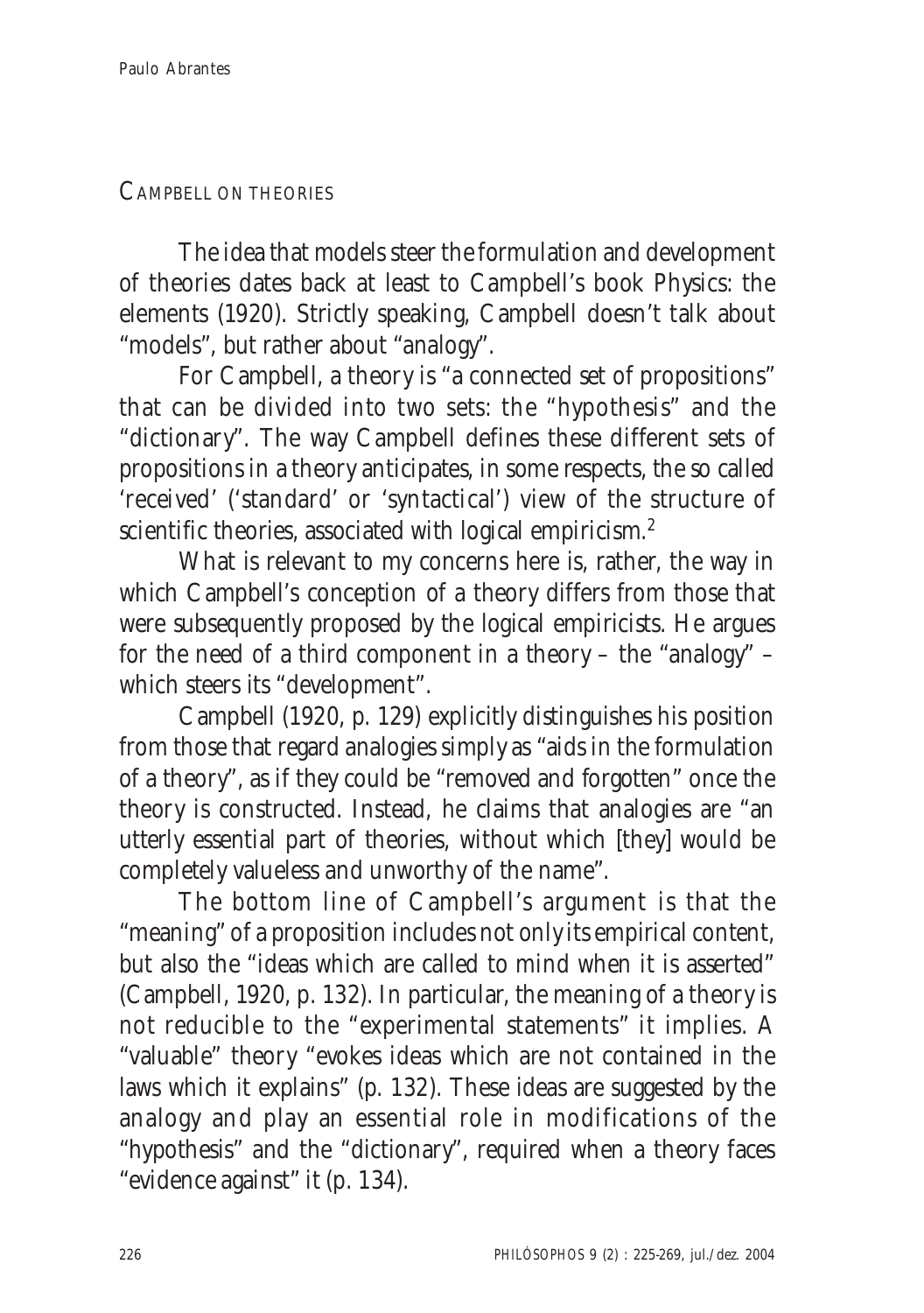## CAMPBELL ON THEORIES

The idea that models steer the formulation and development of theories dates back at least to Campbell's book Physics: the elements (1920). Strictly speaking, Campbell doesn't talk about "models", but rather about "analogy".

For Campbell, a theory is "a connected set of propositions" that can be divided into two sets: the "hypothesis" and the "dictionary". The way Campbell defines these different sets of propositions in a theory anticipates, in some respects, the so called 'received' ('standard' or 'syntactical') view of the structure of scientific theories, associated with logical empiricism.[2]

What is relevant to my concerns here is, rather, the way in which Campbell's conception of a theory differs from those that were subsequently proposed by the logical empiricists. He argues for the need of a third component in a theory – the "analogy" – which steers its "development".

Campbell (1920, p. 129) explicitly distinguishes his position from those that regard analogies simply as "aids in the formulation of a theory", as if they could be "removed and forgotten" once the theory is constructed. Instead, he claims that analogies are "an utterly essential part of theories, without which [they] would be completely valueless and unworthy of the name".

The bottom line of Campbell's argument is that the "meaning" of a proposition includes not only its empirical content, but also the "ideas which are called to mind when it is asserted" (Campbell, 1920, p. 132). In particular, the meaning of a theory is not reducible to the "experimental statements" it implies. A "valuable" theory "evokes ideas which are not contained in the laws which it explains" (p. 132). These ideas are suggested by the analogy and play an essential role in modifications of the "hypothesis" and the "dictionary", required when a theory faces "evidence against" it (p. 134).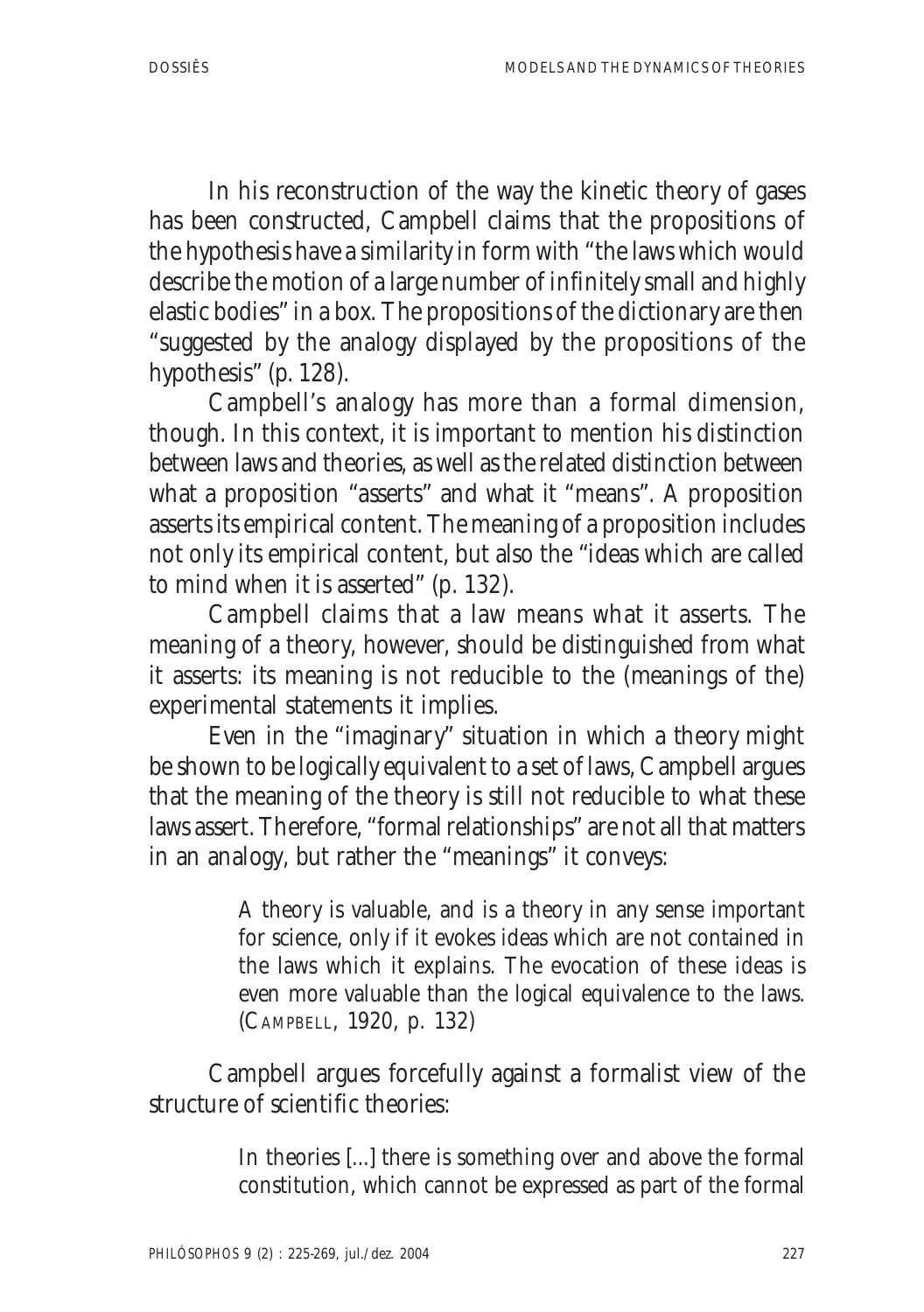In his reconstruction of the way the kinetic theory of gases has been constructed, Campbell claims that the propositions of the hypothesis have a similarity in form with "the laws which would describe the motion of a large number of infinitely small and highly elastic bodies" in a box. The propositions of the dictionary are then "suggested by the analogy displayed by the propositions of the hypothesis" (p. 128).

Campbell's analogy has more than a formal dimension, though. In this context, it is important to mention his distinction between laws and theories, as well as the related distinction between what a proposition "asserts" and what it "means". A proposition asserts its empirical content. The meaning of a proposition includes not only its empirical content, but also the "ideas which are called to mind when it is asserted" (p. 132).

Campbell claims that a law means what it asserts. The meaning of a theory, however, should be distinguished from what it asserts: its meaning is not reducible to the (meanings of the) experimental statements it implies.

Even in the "imaginary" situation in which a theory might be shown to be logically equivalent to a set of laws, Campbell argues that the meaning of the theory is still not reducible to what these laws assert. Therefore, "formal relationships" are not all that matters in an analogy, but rather the "meanings" it conveys:

> A theory is valuable, and is a theory in any sense important for science, only if it evokes ideas which are not contained in the laws which it explains. The evocation of these ideas is even more valuable than the logical equivalence to the laws. (CAMPBELL, 1920, p. 132)

Campbell argues forcefully against a formalist view of the structure of scientific theories:

> In theories [...] there is something over and above the formal constitution, which cannot be expressed as part of the formal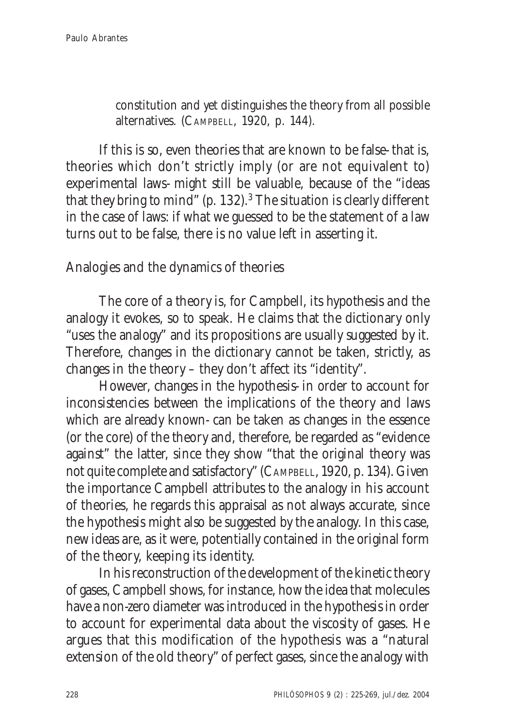> constitution and yet distinguishes the theory from all possible alternatives. (CAMPBELL, 1920, p. 144).

If this is so, even theories that are known to be false- that is, theories which don't strictly imply (or are not equivalent to) experimental laws- might still be valuable, because of the "ideas that they bring to mind" (p. 132).[3] The situation is clearly different in the case of laws: if what we guessed to be the statement of a law turns out to be false, there is no value left in asserting it.

## Analogies and the dynamics of theories

The core of a theory is, for Campbell, its hypothesis and the analogy it evokes, so to speak. He claims that the dictionary only "uses the analogy" and its propositions are usually suggested by it. Therefore, changes in the dictionary cannot be taken, strictly, as changes in the theory – they don't affect its "identity".

However, changes in the hypothesis- in order to account for inconsistencies between the implications of the theory and laws which are already known- can be taken as changes in the essence (or the core) of the theory and, therefore, be regarded as "evidence against" the latter, since they show "that the original theory was not quite complete and satisfactory" (CAMPBELL, 1920, p. 134). Given the importance Campbell attributes to the analogy in his account of theories, he regards this appraisal as not always accurate, since the hypothesis might also be suggested by the analogy. In this case, new ideas are, as it were, potentially contained in the original form of the theory, keeping its identity.

In his reconstruction of the development of the kinetic theory of gases, Campbell shows, for instance, how the idea that molecules have a non-zero diameter was introduced in the hypothesis in order to account for experimental data about the viscosity of gases. He argues that this modification of the hypothesis was a "natural extension of the old theory" of perfect gases, since the analogy with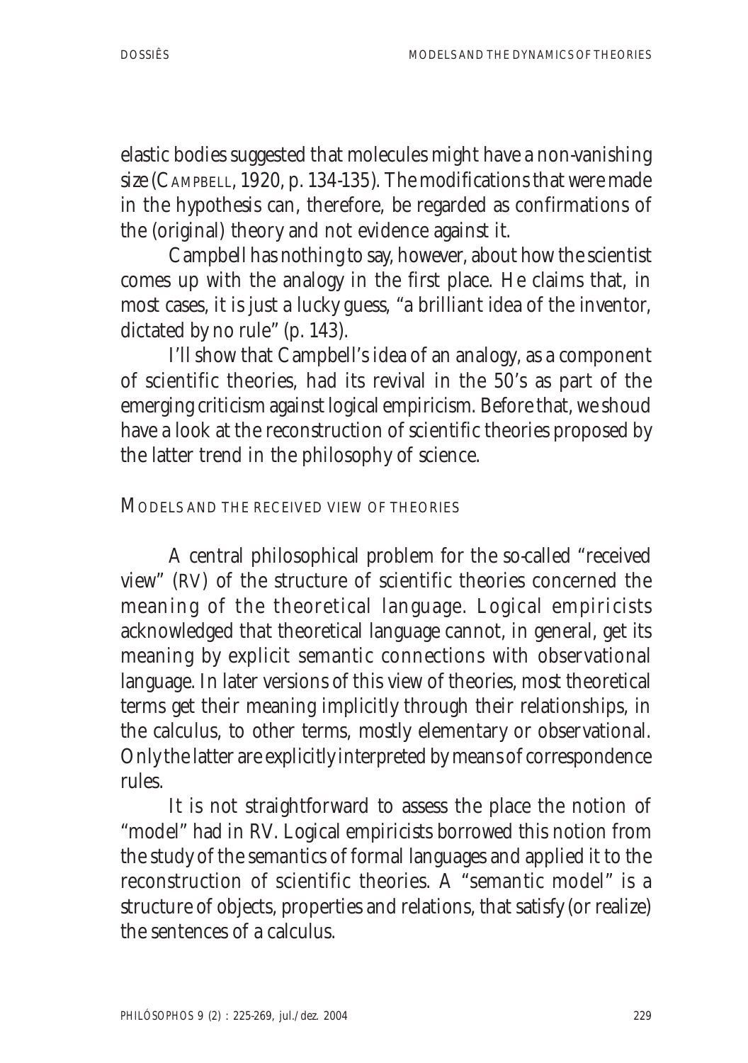elastic bodies suggested that molecules might have a non-vanishing size (CAMPBELL, 1920, p. 134-135). The modifications that were made in the hypothesis can, therefore, be regarded as confirmations of the (original) theory and not evidence against it.

Campbell has nothing to say, however, about how the scientist comes up with the analogy in the first place. He claims that, in most cases, it is just a lucky guess, "a brilliant idea of the inventor, dictated by no rule" (p. 143).

I'll show that Campbell's idea of an analogy, as a component of scientific theories, had its revival in the 50's as part of the emerging criticism against logical empiricism. Before that, we shoud have a look at the reconstruction of scientific theories proposed by the latter trend in the philosophy of science.

## MODELS AND THE RECEIVED VIEW OF THEORIES

A central philosophical problem for the so-called "received view" (RV) of the structure of scientific theories concerned the meaning of the theoretical language. Logical empiricists acknowledged that theoretical language cannot, in general, get its meaning by explicit semantic connections with observational language. In later versions of this view of theories, most theoretical terms get their meaning implicitly through their relationships, in the calculus, to other terms, mostly elementary or observational. Only the latter are explicitly interpreted by means of correspondence rules.

It is not straightforward to assess the place the notion of "model" had in RV. Logical empiricists borrowed this notion from the study of the semantics of formal languages and applied it to the reconstruction of scientific theories. A "semantic model" is a structure of objects, properties and relations, that satisfy (or realize) the sentences of a calculus.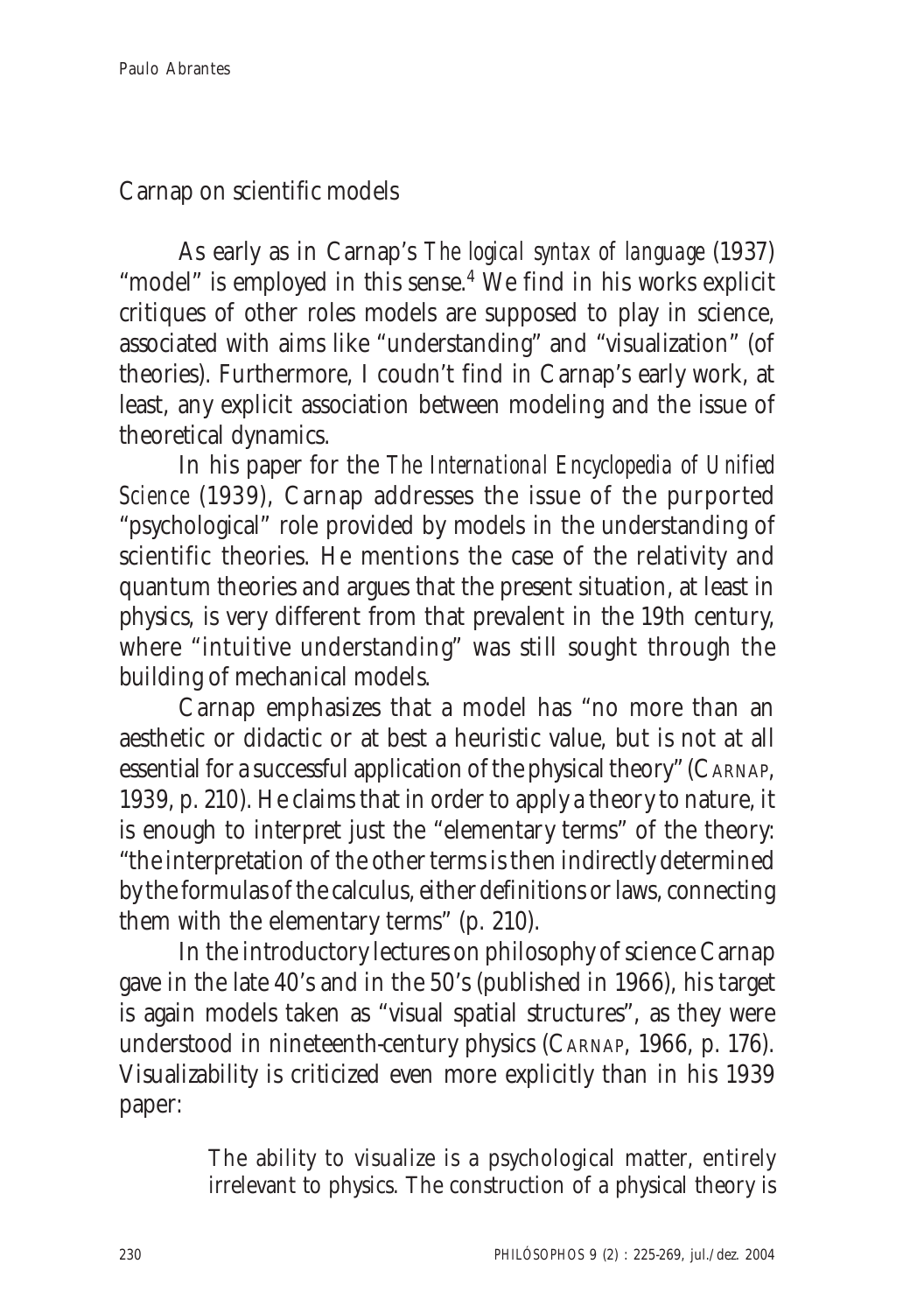## Carnap on scientific models

As early as in Carnap's *The logical syntax of language* (1937) "model" is employed in this sense.[4] We find in his works explicit critiques of other roles models are supposed to play in science, associated with aims like "understanding" and "visualization" (of theories). Furthermore, I coudn't find in Carnap's early work, at least, any explicit association between modeling and the issue of theoretical dynamics.

In his paper for the *The International Encyclopedia of Unified Science* (1939), Carnap addresses the issue of the purported "psychological" role provided by models in the understanding of scientific theories. He mentions the case of the relativity and quantum theories and argues that the present situation, at least in physics, is very different from that prevalent in the 19th century, where "intuitive understanding" was still sought through the building of mechanical models.

Carnap emphasizes that a model has "no more than an aesthetic or didactic or at best a heuristic value, but is not at all essential for a successful application of the physical theory" (CARNAP, 1939, p. 210). He claims that in order to apply a theory to nature, it is enough to interpret just the "elementary terms" of the theory: "the interpretation of the other terms is then indirectly determined by the formulas of the calculus, either definitions or laws, connecting them with the elementary terms" (p. 210).

In the introductory lectures on philosophy of science Carnap gave in the late 40's and in the 50's (published in 1966), his target is again models taken as "visual spatial structures", as they were understood in nineteenth-century physics (CARNAP, 1966, p. 176). Visualizability is criticized even more explicitly than in his 1939 paper:

> The ability to visualize is a psychological matter, entirely irrelevant to physics. The construction of a physical theory is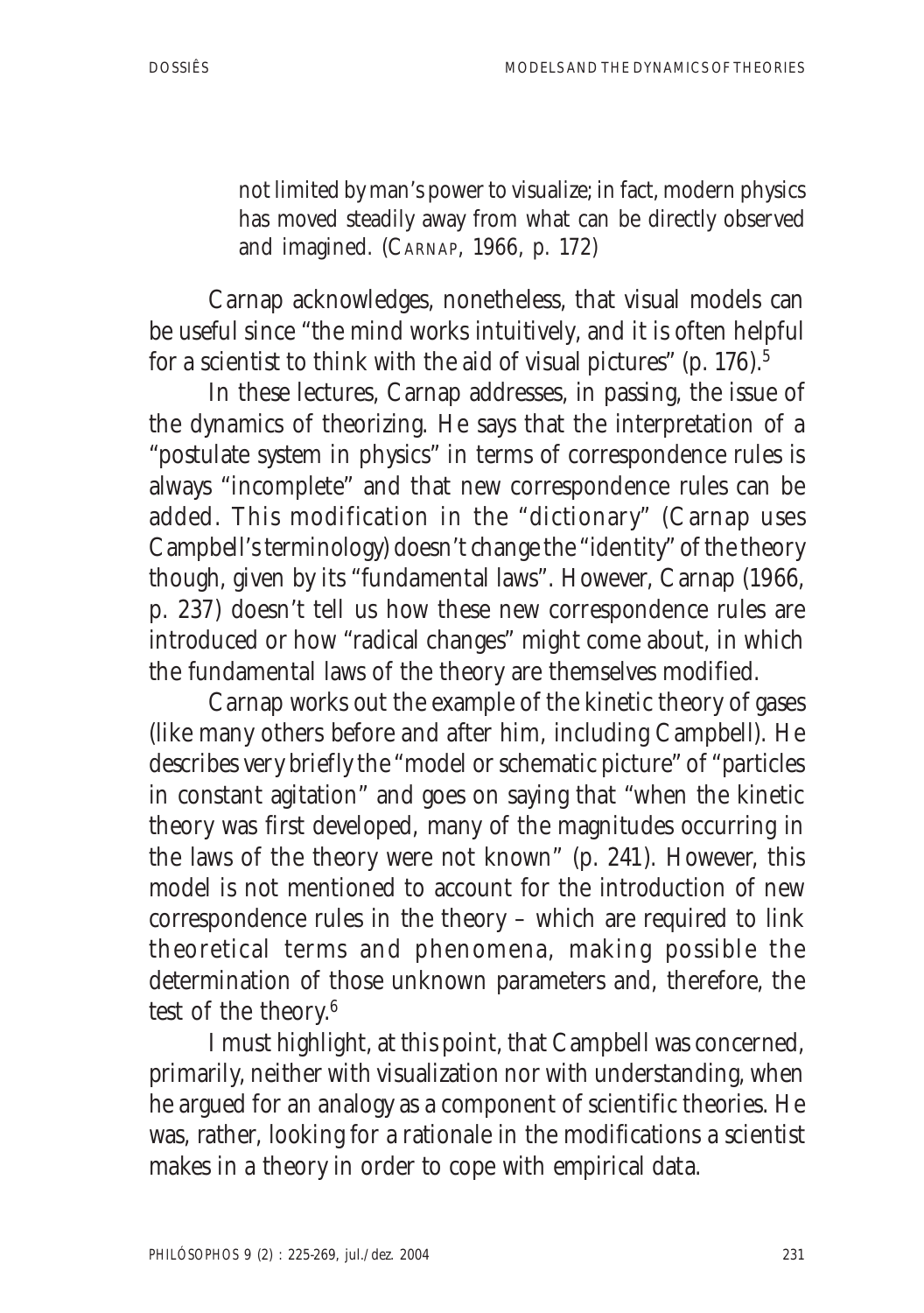> not limited by man's power to visualize; in fact, modern physics has moved steadily away from what can be directly observed and imagined. (Carnap, 1966, p. 172)

Carnap acknowledges, nonetheless, that visual models can be useful since "the mind works intuitively, and it is often helpful for a scientist to think with the aid of visual pictures" (p. 176).[5]

In these lectures, Carnap addresses, in passing, the issue of the dynamics of theorizing. He says that the interpretation of a "postulate system in physics" in terms of correspondence rules is always "incomplete" and that new correspondence rules can be added. This modification in the "dictionary" (Carnap uses Campbell's terminology) doesn't change the "identity" of the theory though, given by its "fundamental laws". However, Carnap (1966, p. 237) doesn't tell us how these new correspondence rules are introduced or how "radical changes" might come about, in which the fundamental laws of the theory are themselves modified.

Carnap works out the example of the kinetic theory of gases (like many others before and after him, including Campbell). He describes very briefly the "model or schematic picture" of "particles in constant agitation" and goes on saying that "when the kinetic theory was first developed, many of the magnitudes occurring in the laws of the theory were not known" (p. 241). However, this model is not mentioned to account for the introduction of new correspondence rules in the theory – which are required to link theoretical terms and phenomena, making possible the determination of those unknown parameters and, therefore, the test of the theory.[6]

I must highlight, at this point, that Campbell was concerned, primarily, neither with visualization nor with understanding, when he argued for an analogy as a component of scientific theories. He was, rather, looking for a rationale in the modifications a scientist makes in a theory in order to cope with empirical data.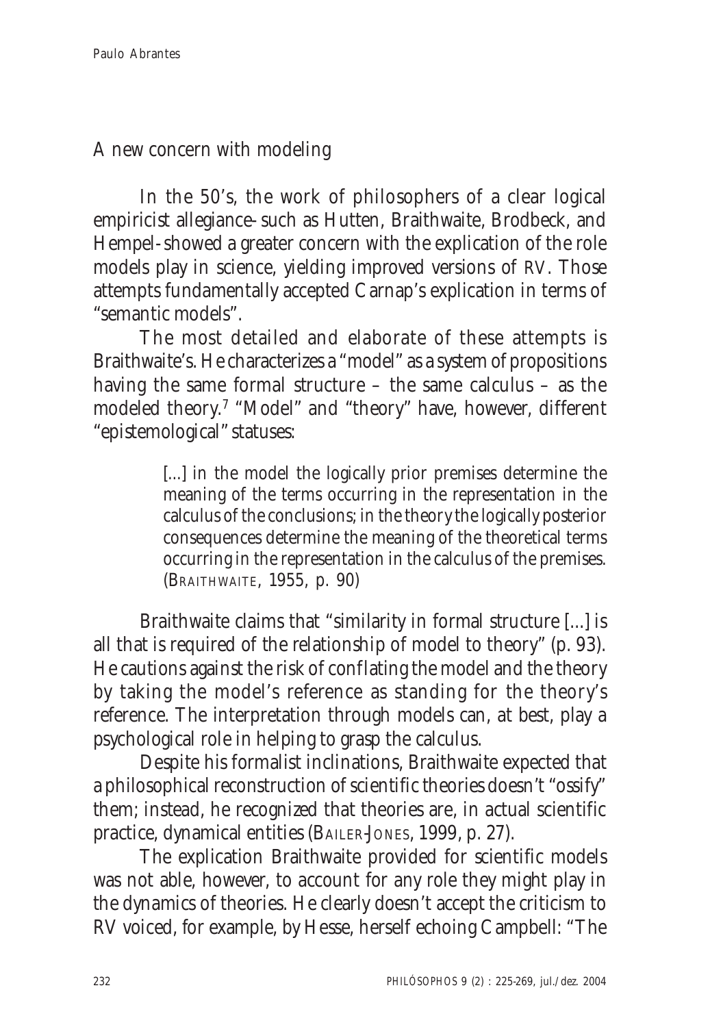## A new concern with modeling

In the 50's, the work of philosophers of a clear logical empiricist allegiance- such as Hutten, Braithwaite, Brodbeck, and Hempel- showed a greater concern with the explication of the role models play in science, yielding improved versions of RV. Those attempts fundamentally accepted Carnap's explication in terms of "semantic models".

The most detailed and elaborate of these attempts is Braithwaite's. He characterizes a "model" as a system of propositions having the same formal structure – the same calculus – as the modeled theory.[7] "Model" and "theory" have, however, different "epistemological" statuses:

> [...] in the model the logically prior premises determine the meaning of the terms occurring in the representation in the calculus of the conclusions; in the theory the logically posterior consequences determine the meaning of the theoretical terms occurring in the representation in the calculus of the premises. (BRAITHWAITE, 1955, p. 90)

Braithwaite claims that "similarity in formal structure [...] is all that is required of the relationship of model to theory" (p. 93). He cautions against the risk of conflating the model and the theory by taking the model's reference as standing for the theory's reference. The interpretation through models can, at best, play a psychological role in helping to grasp the calculus.

Despite his formalist inclinations, Braithwaite expected that a philosophical reconstruction of scientific theories doesn't "ossify" them; instead, he recognized that theories are, in actual scientific practice, dynamical entities (BAILER-JONES, 1999, p. 27).

The explication Braithwaite provided for scientific models was not able, however, to account for any role they might play in the dynamics of theories. He clearly doesn't accept the criticism to RV voiced, for example, by Hesse, herself echoing Campbell: "The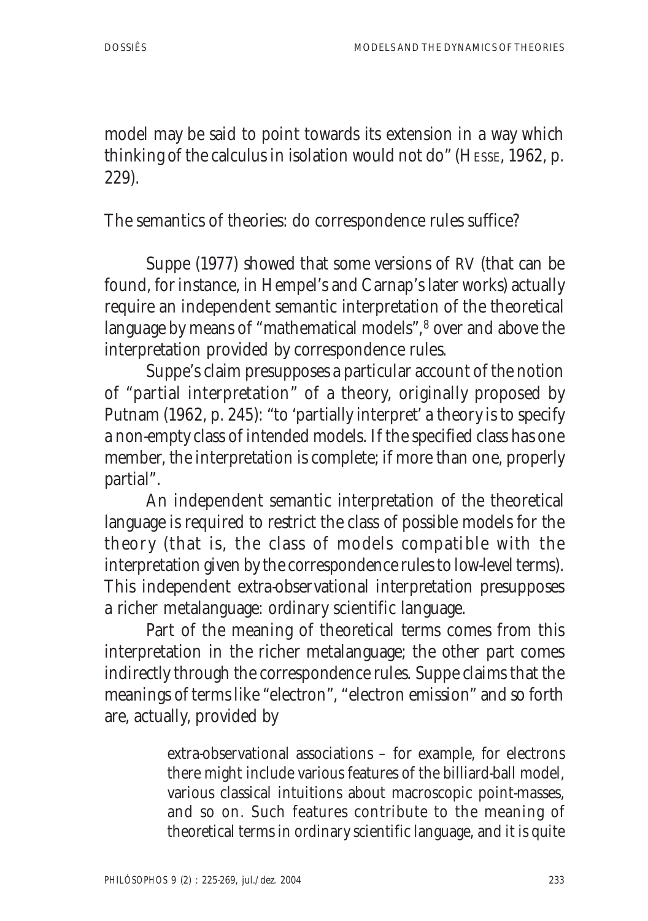model may be said to point towards its extension in a way which thinking of the calculus in isolation would not do" (HESSE, 1962, p. 229).

## The semantics of theories: do correspondence rules suffice?

Suppe (1977) showed that some versions of RV (that can be found, for instance, in Hempel's and Carnap's later works) actually require an independent semantic interpretation of the theoretical language by means of "mathematical models",[8] over and above the interpretation provided by correspondence rules.

Suppe's claim presupposes a particular account of the notion of "partial interpretation" of a theory, originally proposed by Putnam (1962, p. 245): "to 'partially interpret' a theory is to specify a non-empty class of intended models. If the specified class has one member, the interpretation is complete; if more than one, properly partial".

An independent semantic interpretation of the theoretical language is required to restrict the class of possible models for the theory (that is, the class of models compatible with the interpretation given by the correspondence rules to low-level terms). This independent extra-observational interpretation presupposes a richer metalanguage: ordinary scientific language.

Part of the meaning of theoretical terms comes from this interpretation in the richer metalanguage; the other part comes indirectly through the correspondence rules. Suppe claims that the meanings of terms like "electron", "electron emission" and so forth are, actually, provided by

> extra-observational associations – for example, for electrons there might include various features of the billiard-ball model, various classical intuitions about macroscopic point-masses, and so on. Such features contribute to the meaning of theoretical terms in ordinary scientific language, and it is quite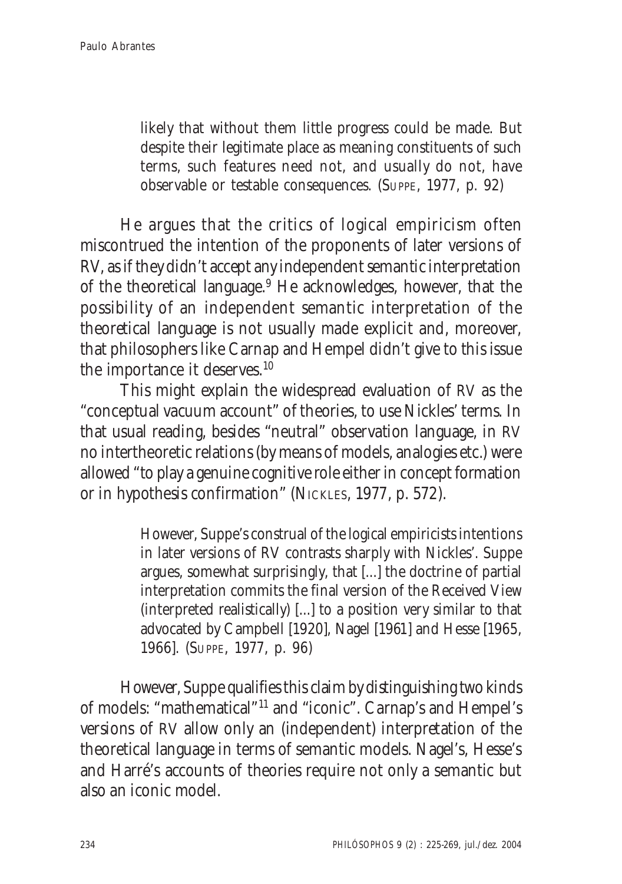> likely that without them little progress could be made. But despite their legitimate place as meaning constituents of such terms, such features need not, and usually do not, have observable or testable consequences. (SUPPE, 1977, p. 92)

He argues that the critics of logical empiricism often miscontrued the intention of the proponents of later versions of RV, as if they didn't accept any independent semantic interpretation of the theoretical language.[9] He acknowledges, however, that the possibility of an independent semantic interpretation of the theoretical language is not usually made explicit and, moreover, that philosophers like Carnap and Hempel didn't give to this issue the importance it deserves.[10]

This might explain the widespread evaluation of RV as the "conceptual vacuum account" of theories, to use Nickles' terms. In that usual reading, besides "neutral" observation language, in RV no intertheoretic relations (by means of models, analogies etc.) were allowed "to play a genuine cognitive role either in concept formation or in hypothesis confirmation" (NICKLES, 1977, p. 572).

> However, Suppe's construal of the logical empiricists intentions in later versions of RV contrasts sharply with Nickles'. Suppe argues, somewhat surprisingly, that [...] the doctrine of partial interpretation commits the final version of the Received View (interpreted realistically) [...] to a position very similar to that advocated by Campbell [1920], Nagel [1961] and Hesse [1965, 1966]. (SUPPE, 1977, p. 96)

However, Suppe qualifies this claim by distinguishing two kinds of models: "mathematical"[11] and "iconic". Carnap's and Hempel's versions of RV allow only an (independent) interpretation of the theoretical language in terms of semantic models. Nagel's, Hesse's and Harré's accounts of theories require not only a semantic but also an iconic model.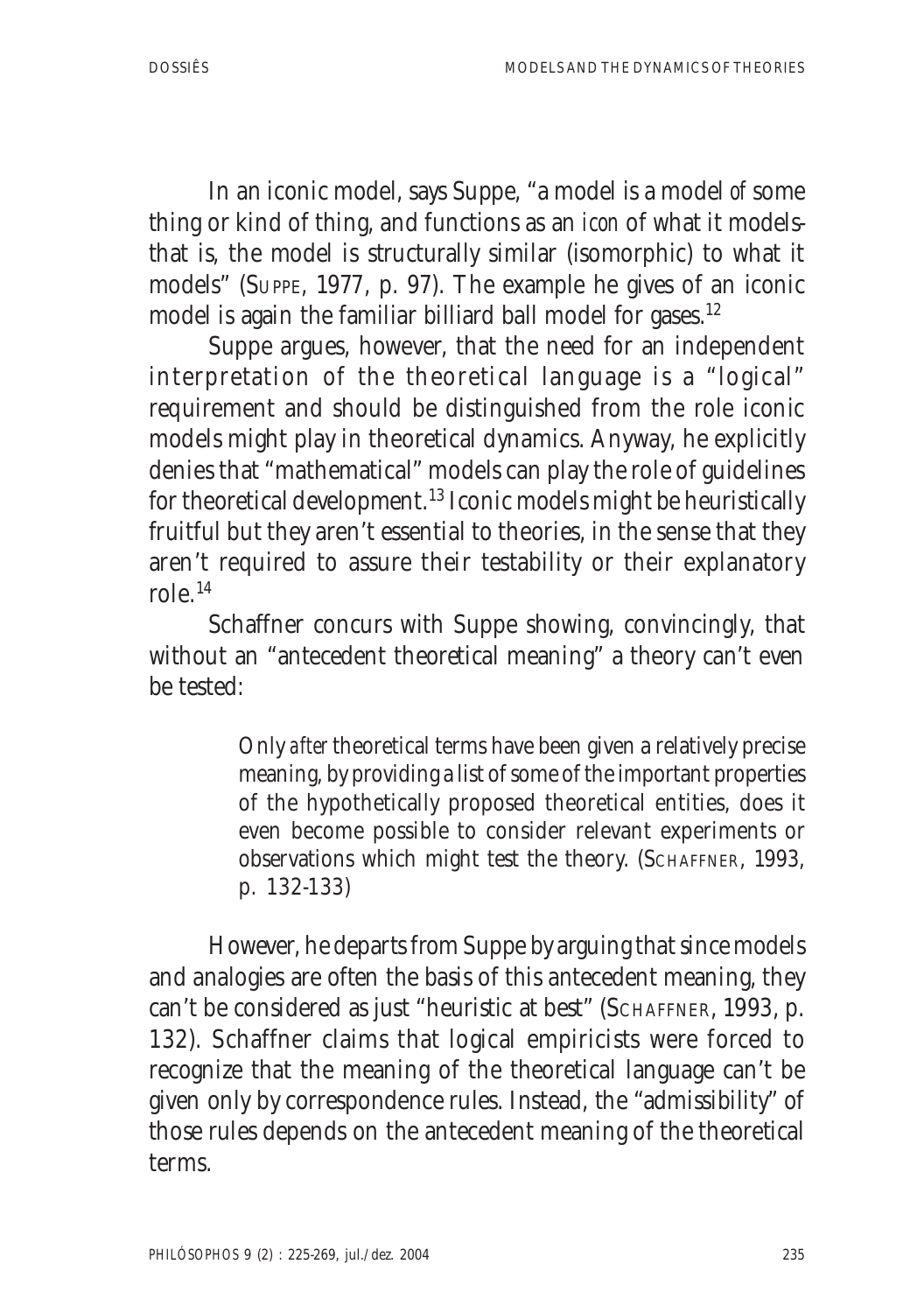In an iconic model, says Suppe, "a model is a model *of* some thing or kind of thing, and functions as an *icon* of what it models-that is, the model is structurally similar (isomorphic) to what it models" (SUPPE, 1977, p. 97). The example he gives of an iconic model is again the familiar billiard ball model for gases.[12]

Suppe argues, however, that the need for an independent interpretation of the theoretical language is a "logical" requirement and should be distinguished from the role iconic models might play in theoretical dynamics. Anyway, he explicitly denies that "mathematical" models can play the role of guidelines for theoretical development.[13] Iconic models might be heuristically fruitful but they aren't essential to theories, in the sense that they aren't required to assure their testability or their explanatory role.[14]

Schaffner concurs with Suppe showing, convincingly, that without an "antecedent theoretical meaning" a theory can't even be tested:

> Only *after* theoretical terms have been given a relatively precise meaning, by providing a list of some of the important properties of the hypothetically proposed theoretical entities, does it even become possible to consider relevant experiments or observations which might test the theory. (SCHAFFNER, 1993, p. 132-133)

However, he departs from Suppe by arguing that since models and analogies are often the basis of this antecedent meaning, they can't be considered as just "heuristic at best" (SCHAFFNER, 1993, p. 132). Schaffner claims that logical empiricists were forced to recognize that the meaning of the theoretical language can't be given only by correspondence rules. Instead, the "admissibility" of those rules depends on the antecedent meaning of the theoretical terms.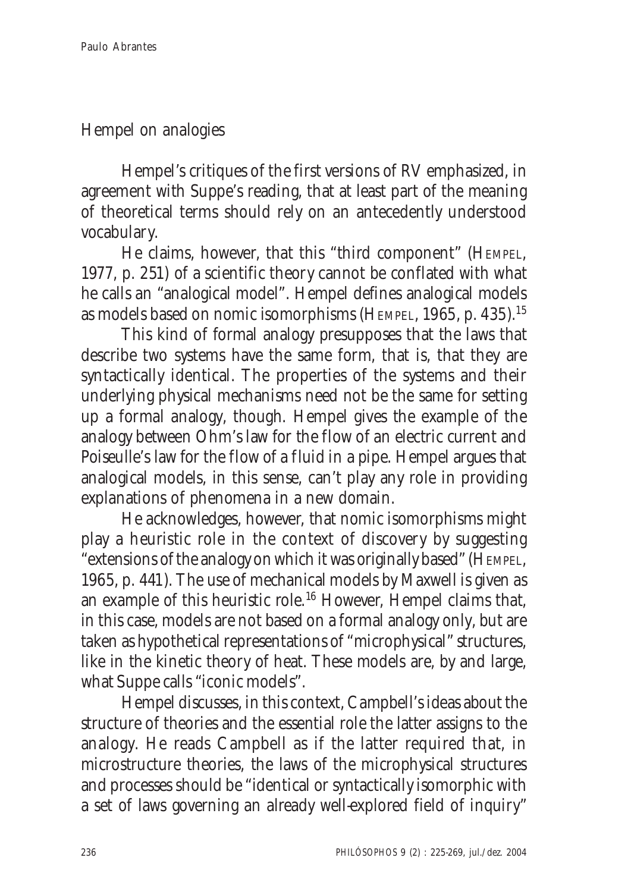## Hempel on analogies

Hempel's critiques of the first versions of RV emphasized, in agreement with Suppe's reading, that at least part of the meaning of theoretical terms should rely on an antecedently understood vocabulary.

He claims, however, that this "third component" (HEMPEL, 1977, p. 251) of a scientific theory cannot be conflated with what he calls an "analogical model". Hempel defines analogical models as models based on nomic isomorphisms (HEMPEL, 1965, p. 435).[15]

This kind of formal analogy presupposes that the laws that describe two systems have the same form, that is, that they are syntactically identical. The properties of the systems and their underlying physical mechanisms need not be the same for setting up a formal analogy, though. Hempel gives the example of the analogy between Ohm's law for the flow of an electric current and Poiseulle's law for the flow of a fluid in a pipe. Hempel argues that analogical models, in this sense, can't play any role in providing explanations of phenomena in a new domain.

He acknowledges, however, that nomic isomorphisms might play a heuristic role in the context of discovery by suggesting "extensions of the analogy on which it was originally based" (HEMPEL, 1965, p. 441). The use of mechanical models by Maxwell is given as an example of this heuristic role.[16] However, Hempel claims that, in this case, models are not based on a formal analogy only, but are taken as hypothetical representations of "microphysical" structures, like in the kinetic theory of heat. These models are, by and large, what Suppe calls "iconic models".

Hempel discusses, in this context, Campbell's ideas about the structure of theories and the essential role the latter assigns to the analogy. He reads Campbell as if the latter required that, in microstructure theories, the laws of the microphysical structures and processes should be "identical or syntactically isomorphic with a set of laws governing an already well-explored field of inquiry"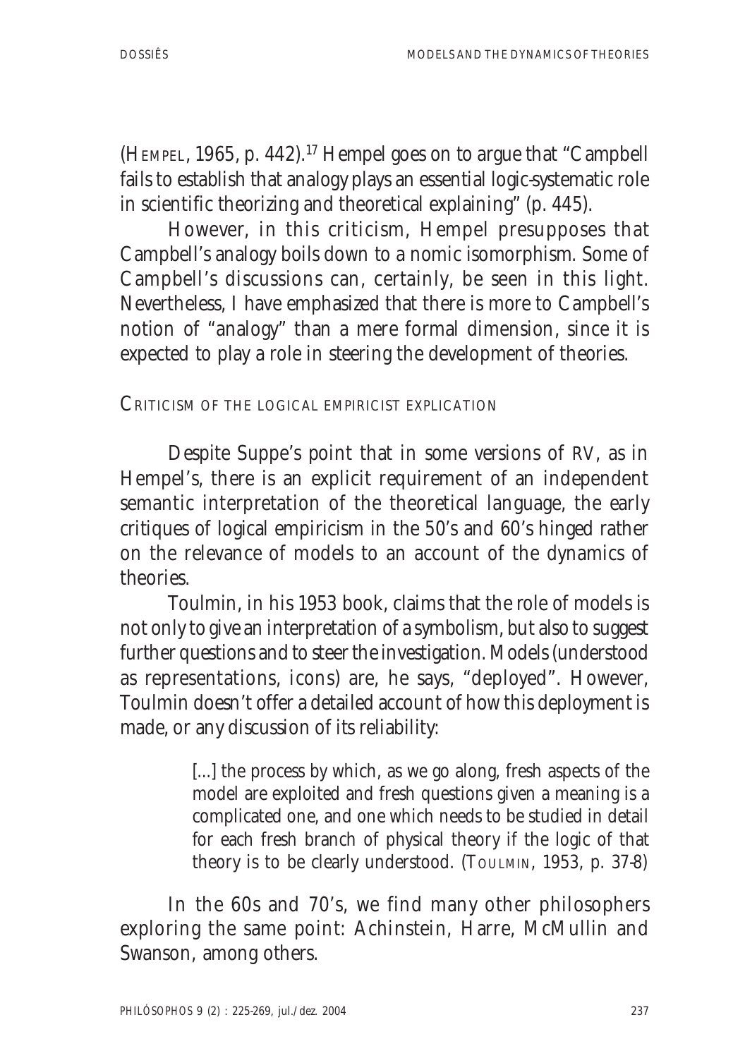(HEMPEL, 1965, p. 442).[17] Hempel goes on to argue that "Campbell fails to establish that analogy plays an essential logic-systematic role in scientific theorizing and theoretical explaining" (p. 445).

However, in this criticism, Hempel presupposes that Campbell's analogy boils down to a nomic isomorphism. Some of Campbell's discussions can, certainly, be seen in this light. Nevertheless, I have emphasized that there is more to Campbell's notion of "analogy" than a mere formal dimension, since it is expected to play a role in steering the development of theories.

## CRITICISM OF THE LOGICAL EMPIRICIST EXPLICATION

Despite Suppe's point that in some versions of RV, as in Hempel's, there is an explicit requirement of an independent semantic interpretation of the theoretical language, the early critiques of logical empiricism in the 50's and 60's hinged rather on the relevance of models to an account of the dynamics of theories.

Toulmin, in his 1953 book, claims that the role of models is not only to give an interpretation of a symbolism, but also to suggest further questions and to steer the investigation. Models (understood as representations, icons) are, he says, "deployed". However, Toulmin doesn't offer a detailed account of how this deployment is made, or any discussion of its reliability:

> [...] the process by which, as we go along, fresh aspects of the model are exploited and fresh questions given a meaning is a complicated one, and one which needs to be studied in detail for each fresh branch of physical theory if the logic of that theory is to be clearly understood. (TOULMIN, 1953, p. 37-8)

In the 60s and 70's, we find many other philosophers exploring the same point: Achinstein, Harre, McMullin and Swanson, among others.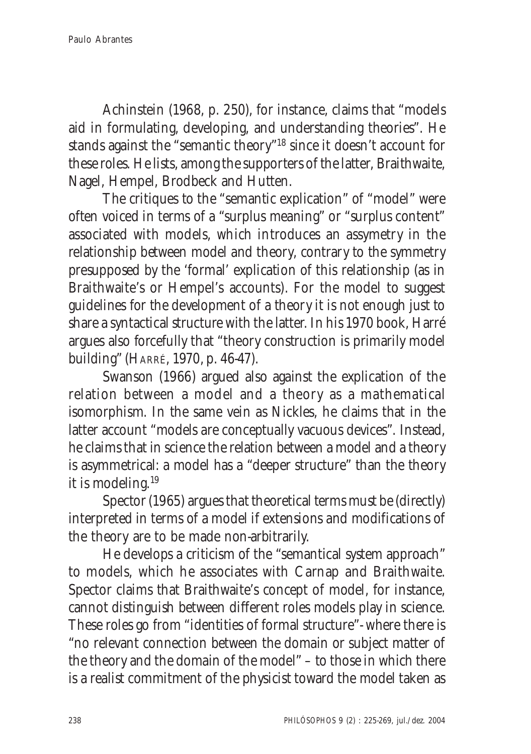Achinstein (1968, p. 250), for instance, claims that "models aid in formulating, developing, and understanding theories". He stands against the "semantic theory"[18] since it doesn't account for these roles. He lists, among the supporters of the latter, Braithwaite, Nagel, Hempel, Brodbeck and Hutten.

The critiques to the "semantic explication" of "model" were often voiced in terms of a "surplus meaning" or "surplus content" associated with models, which introduces an assymetry in the relationship between model and theory, contrary to the symmetry presupposed by the 'formal' explication of this relationship (as in Braithwaite's or Hempel's accounts). For the model to suggest guidelines for the development of a theory it is not enough just to share a syntactical structure with the latter. In his 1970 book, Harré argues also forcefully that "theory construction is primarily model building" (HARRÉ, 1970, p. 46-47).

Swanson (1966) argued also against the explication of the relation between a model and a theory as a mathematical isomorphism. In the same vein as Nickles, he claims that in the latter account "models are conceptually vacuous devices". Instead, he claims that in science the relation between a model and a theory is asymmetrical: a model has a "deeper structure" than the theory it is modeling.[19]

Spector (1965) argues that theoretical terms must be (directly) interpreted in terms of a model if extensions and modifications of the theory are to be made non-arbitrarily.

He develops a criticism of the "semantical system approach" to models, which he associates with Carnap and Braithwaite. Spector claims that Braithwaite's concept of model, for instance, cannot distinguish between different roles models play in science. These roles go from "identities of formal structure"- where there is "no relevant connection between the domain or subject matter of the theory and the domain of the model" – to those in which there is a realist commitment of the physicist toward the model taken as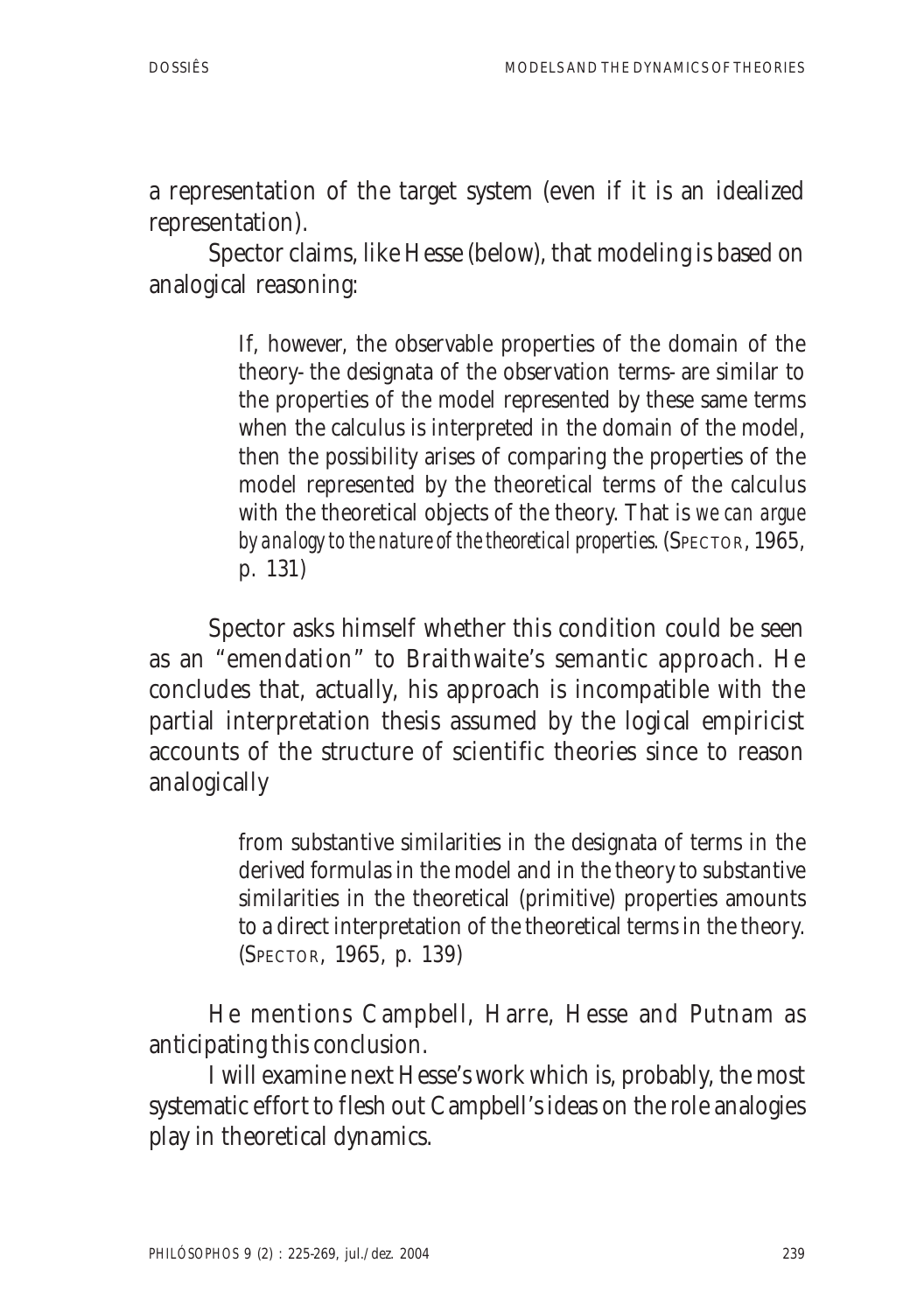a representation of the target system (even if it is an idealized representation).

Spector claims, like Hesse (below), that modeling is based on analogical reasoning:

> If, however, the observable properties of the domain of the theory- the designata of the observation terms- are similar to the properties of the model represented by these same terms when the calculus is interpreted in the domain of the model, then the possibility arises of comparing the properties of the model represented by the theoretical terms of the calculus with the theoretical objects of the theory. That is *we can argue by analogy to the nature of the theoretical properties*. (SPECTOR, 1965, p. 131)

Spector asks himself whether this condition could be seen as an "emendation" to Braithwaite's semantic approach. He concludes that, actually, his approach is incompatible with the partial interpretation thesis assumed by the logical empiricist accounts of the structure of scientific theories since to reason analogically

> from substantive similarities in the designata of terms in the derived formulas in the model and in the theory to substantive similarities in the theoretical (primitive) properties amounts to a direct interpretation of the theoretical terms in the theory. (SPECTOR, 1965, p. 139)

He mentions Campbell, Harre, Hesse and Putnam as anticipating this conclusion.

I will examine next Hesse's work which is, probably, the most systematic effort to flesh out Campbell's ideas on the role analogies play in theoretical dynamics.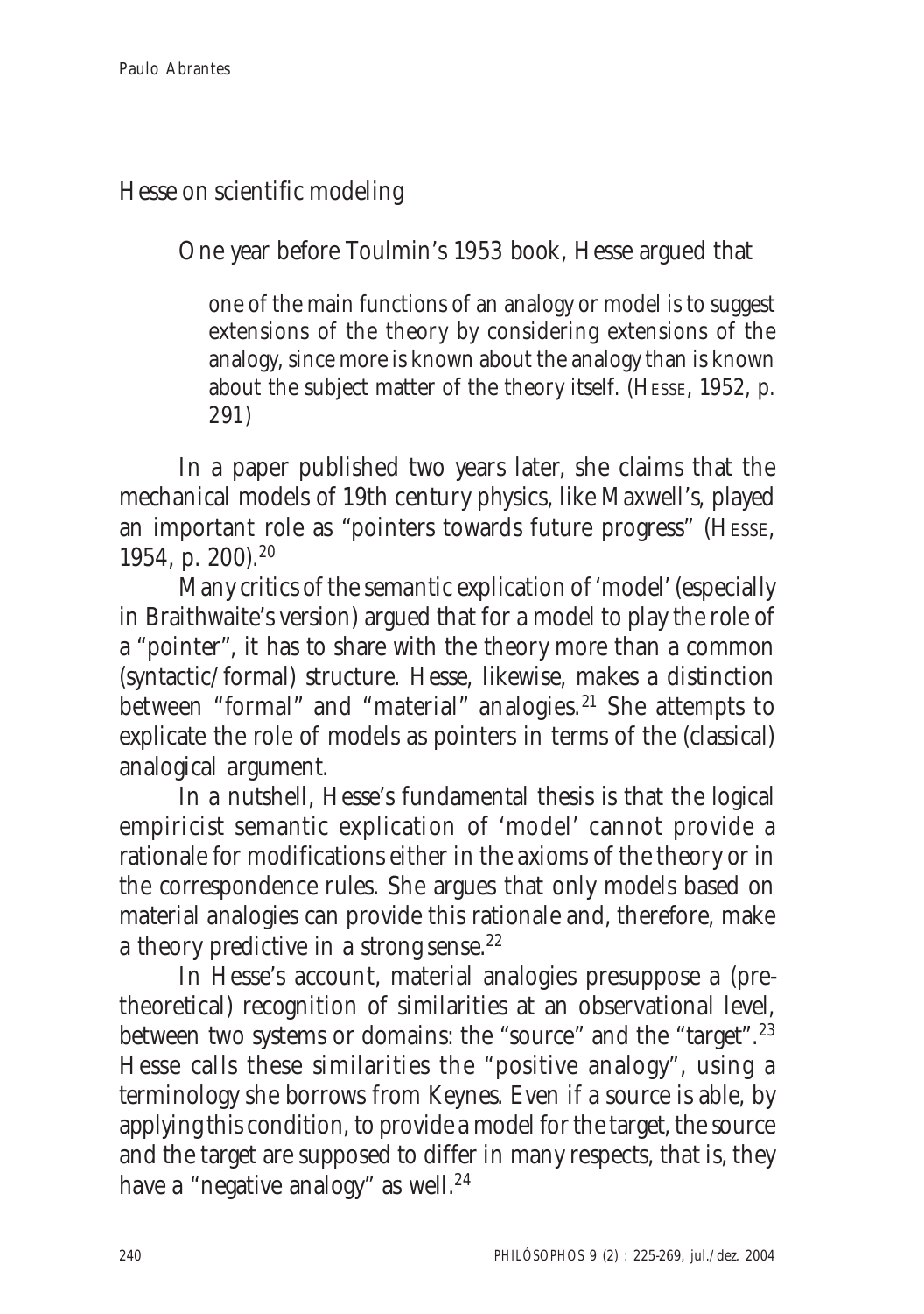## Hesse on scientific modeling

One year before Toulmin's 1953 book, Hesse argued that

> one of the main functions of an analogy or model is to suggest extensions of the theory by considering extensions of the analogy, since more is known about the analogy than is known about the subject matter of the theory itself. (HESSE, 1952, p. 291)

In a paper published two years later, she claims that the mechanical models of 19th century physics, like Maxwell's, played an important role as "pointers towards future progress" (HESSE, 1954, p. 200).[20]

Many critics of the semantic explication of 'model' (especially in Braithwaite's version) argued that for a model to play the role of a "pointer", it has to share with the theory more than a common (syntactic/formal) structure. Hesse, likewise, makes a distinction between "formal" and "material" analogies.[21] She attempts to explicate the role of models as pointers in terms of the (classical) analogical argument.

In a nutshell, Hesse's fundamental thesis is that the logical empiricist semantic explication of 'model' cannot provide a rationale for modifications either in the axioms of the theory or in the correspondence rules. She argues that only models based on material analogies can provide this rationale and, therefore, make a theory predictive in a strong sense.[22]

In Hesse's account, material analogies presuppose a (pre-theoretical) recognition of similarities at an observational level, between two systems or domains: the "source" and the "target".[23] Hesse calls these similarities the "positive analogy", using a terminology she borrows from Keynes. Even if a source is able, by applying this condition, to provide a model for the target, the source and the target are supposed to differ in many respects, that is, they have a "negative analogy" as well.[24]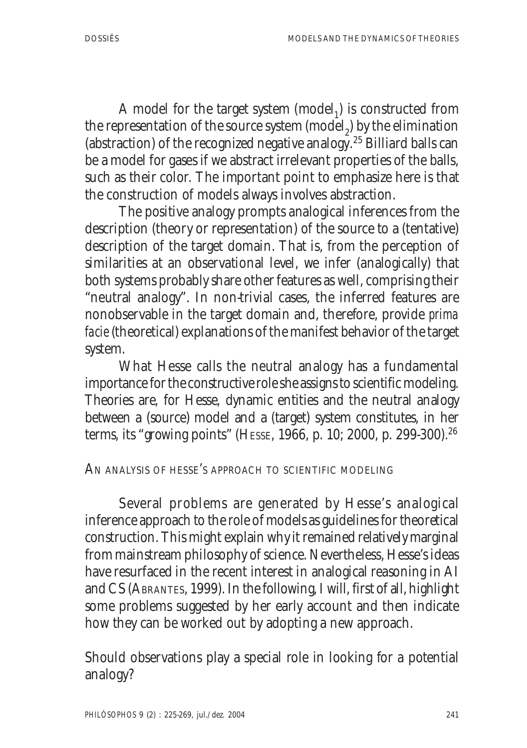A model for the target system (model$_1$) is constructed from the representation of the source system (model$_2$) by the elimination (abstraction) of the recognized negative analogy.[25] Billiard balls can be a model for gases if we abstract irrelevant properties of the balls, such as their color. The important point to emphasize here is that the construction of models always involves abstraction.

The positive analogy prompts analogical inferences from the description (theory or representation) of the source to a (tentative) description of the target domain. That is, from the perception of similarities at an observational level, we infer (analogically) that both systems probably share other features as well, comprising their "neutral analogy". In non-trivial cases, the inferred features are nonobservable in the target domain and, therefore, provide *prima facie* (theoretical) explanations of the manifest behavior of the target system.

What Hesse calls the neutral analogy has a fundamental importance for the constructive role she assigns to scientific modeling. Theories are, for Hesse, dynamic entities and the neutral analogy between a (source) model and a (target) system constitutes, in her terms, its "growing points" (HESSE, 1966, p. 10; 2000, p. 299-300).[26]

## AN ANALYSIS OF HESSE'S APPROACH TO SCIENTIFIC MODELING

Several problems are generated by Hesse's analogical inference approach to the role of models as guidelines for theoretical construction. This might explain why it remained relatively marginal from mainstream philosophy of science. Nevertheless, Hesse's ideas have resurfaced in the recent interest in analogical reasoning in AI and CS (ABRANTES, 1999). In the following, I will, first of all, highlight some problems suggested by her early account and then indicate how they can be worked out by adopting a new approach.

### Should observations play a special role in looking for a potential analogy?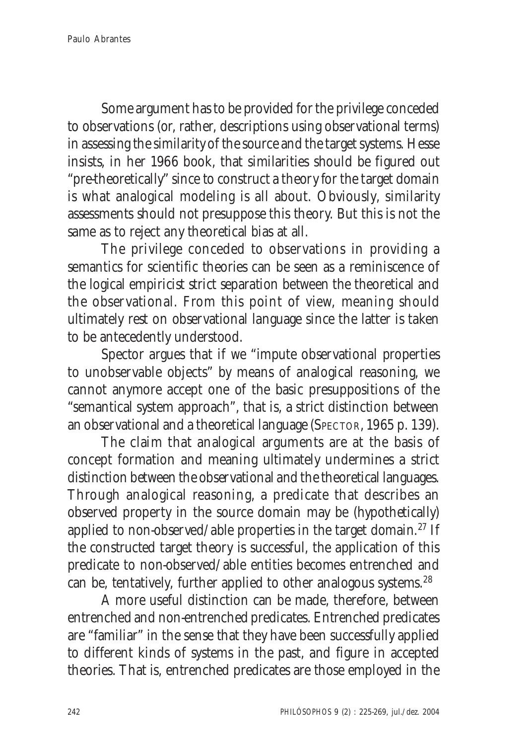Some argument has to be provided for the privilege conceded to observations (or, rather, descriptions using observational terms) in assessing the similarity of the source and the target systems. Hesse insists, in her 1966 book, that similarities should be figured out "pre-theoretically" since to construct a theory for the target domain is what analogical modeling is all about. Obviously, similarity assessments should not presuppose this theory. But this is not the same as to reject any theoretical bias at all.

The privilege conceded to observations in providing a semantics for scientific theories can be seen as a reminiscence of the logical empiricist strict separation between the theoretical and the observational. From this point of view, meaning should ultimately rest on observational language since the latter is taken to be antecedently understood.

Spector argues that if we "impute observational properties to unobservable objects" by means of analogical reasoning, we cannot anymore accept one of the basic presuppositions of the "semantical system approach", that is, a strict distinction between an observational and a theoretical language (SPECTOR, 1965 p. 139).

The claim that analogical arguments are at the basis of concept formation and meaning ultimately undermines a strict distinction between the observational and the theoretical languages. Through analogical reasoning, a predicate that describes an observed property in the source domain may be (hypothetically) applied to non-observed/able properties in the target domain.[27] If the constructed target theory is successful, the application of this predicate to non-observed/able entities becomes entrenched and can be, tentatively, further applied to other analogous systems.[28]

A more useful distinction can be made, therefore, between entrenched and non-entrenched predicates. Entrenched predicates are "familiar" in the sense that they have been successfully applied to different kinds of systems in the past, and figure in accepted theories. That is, entrenched predicates are those employed in the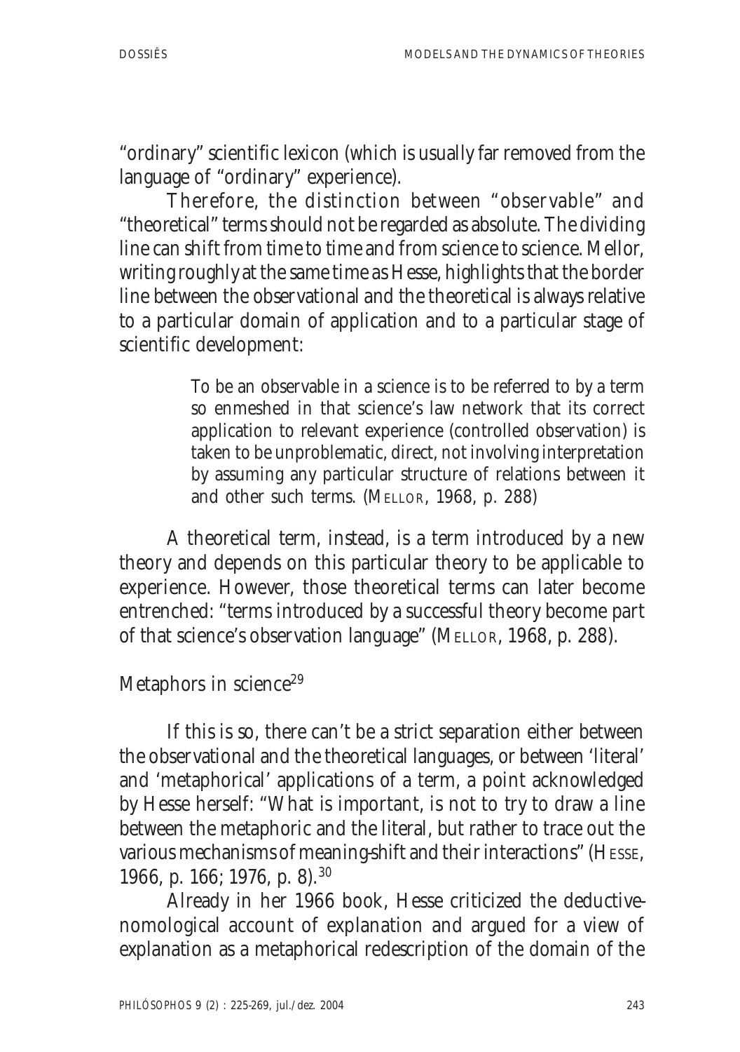"ordinary" scientific lexicon (which is usually far removed from the language of "ordinary" experience).

Therefore, the distinction between "observable" and "theoretical" terms should not be regarded as absolute. The dividing line can shift from time to time and from science to science. Mellor, writing roughly at the same time as Hesse, highlights that the border line between the observational and the theoretical is always relative to a particular domain of application and to a particular stage of scientific development:

> To be an observable in a science is to be referred to by a term so enmeshed in that science's law network that its correct application to relevant experience (controlled observation) is taken to be unproblematic, direct, not involving interpretation by assuming any particular structure of relations between it and other such terms. (MELLOR, 1968, p. 288)

A theoretical term, instead, is a term introduced by a new theory and depends on this particular theory to be applicable to experience. However, those theoretical terms can later become entrenched: "terms introduced by a successful theory become part of that science's observation language" (MELLOR, 1968, p. 288).

## Metaphors in science[29]

If this is so, there can't be a strict separation either between the observational and the theoretical languages, or between 'literal' and 'metaphorical' applications of a term, a point acknowledged by Hesse herself: "What is important, is not to try to draw a line between the metaphoric and the literal, but rather to trace out the various mechanisms of meaning-shift and their interactions" (HESSE, 1966, p. 166; 1976, p. 8).[30]

Already in her 1966 book, Hesse criticized the deductive-nomological account of explanation and argued for a view of explanation as a metaphorical redescription of the domain of the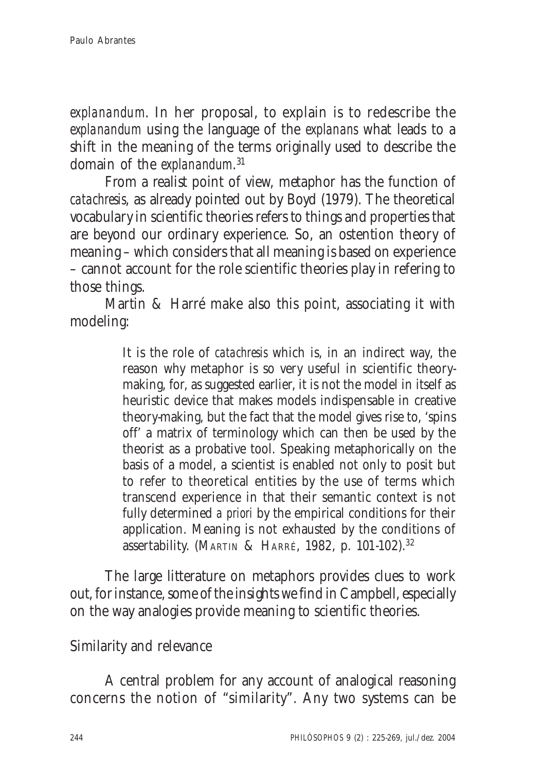*explanandum*. In her proposal, to explain is to redescribe the *explanandum* using the language of the *explanans* what leads to a shift in the meaning of the terms originally used to describe the domain of the *explanandum*.[31]

From a realist point of view, metaphor has the function of *catachresis*, as already pointed out by Boyd (1979). The theoretical vocabulary in scientific theories refers to things and properties that are beyond our ordinary experience. So, an ostention theory of meaning – which considers that all meaning is based on experience – cannot account for the role scientific theories play in refering to those things.

Martin & Harré make also this point, associating it with modeling:

> It is the role of *catachresis* which is, in an indirect way, the reason why metaphor is so very useful in scientific theory-making, for, as suggested earlier, it is not the model in itself as heuristic device that makes models indispensable in creative theory-making, but the fact that the model gives rise to, 'spins off' a matrix of terminology which can then be used by the theorist as a probative tool. Speaking metaphorically on the basis of a model, a scientist is enabled not only to posit but to refer to theoretical entities by the use of terms which transcend experience in that their semantic context is not fully determined *a priori* by the empirical conditions for their application. Meaning is not exhausted by the conditions of assertability. (MARTIN & HARRÉ, 1982, p. 101-102).[32]

The large litterature on metaphors provides clues to work out, for instance, some of the insights we find in Campbell, especially on the way analogies provide meaning to scientific theories.

## Similarity and relevance

A central problem for any account of analogical reasoning concerns the notion of "similarity". Any two systems can be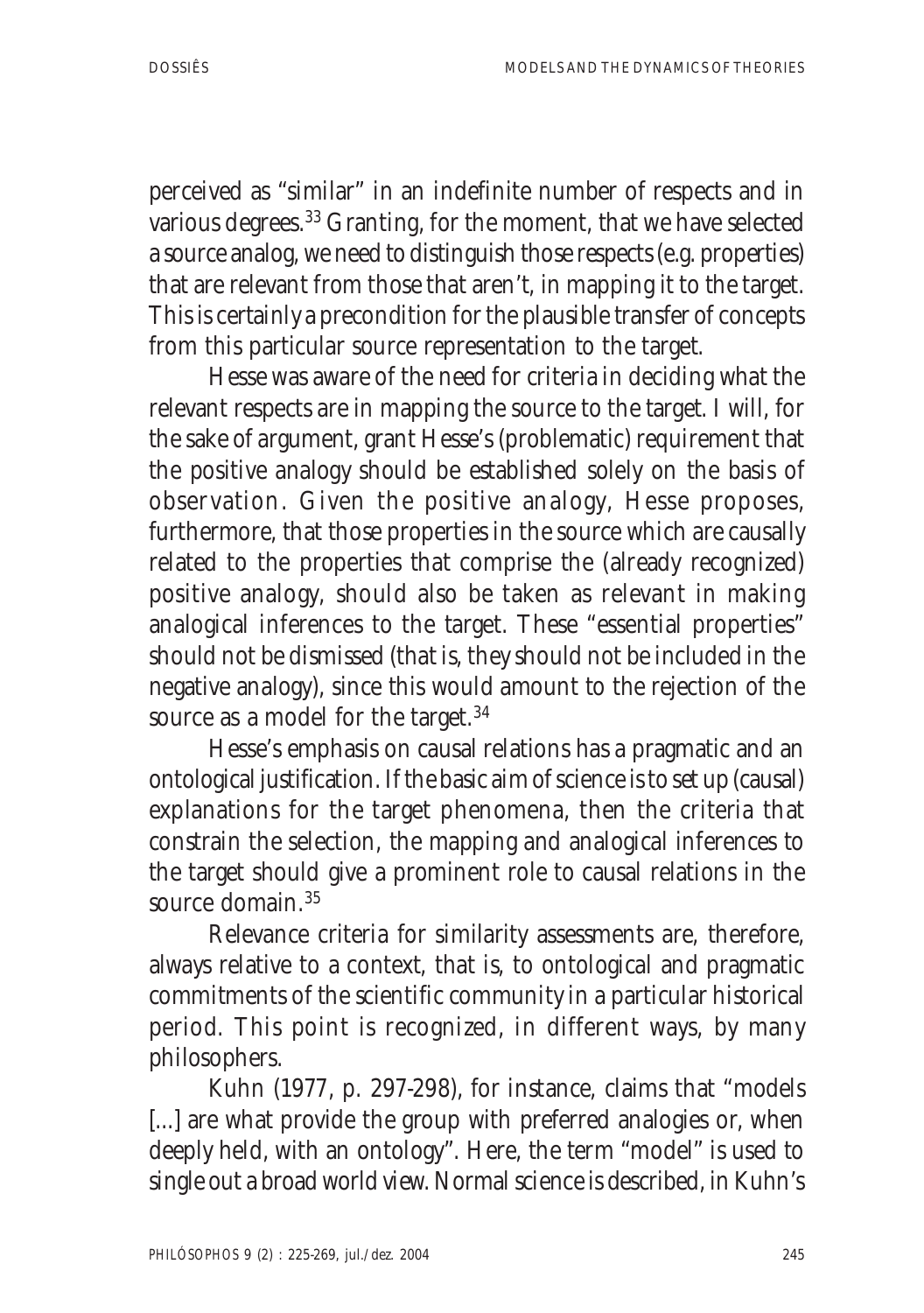perceived as "similar" in an indefinite number of respects and in various degrees.[33] Granting, for the moment, that we have selected a source analog, we need to distinguish those respects (e.g. properties) that are relevant from those that aren't, in mapping it to the target. This is certainly a precondition for the plausible transfer of concepts from this particular source representation to the target.

Hesse was aware of the need for criteria in deciding what the relevant respects are in mapping the source to the target. I will, for the sake of argument, grant Hesse's (problematic) requirement that the positive analogy should be established solely on the basis of observation. Given the positive analogy, Hesse proposes, furthermore, that those properties in the source which are causally related to the properties that comprise the (already recognized) positive analogy, should also be taken as relevant in making analogical inferences to the target. These "essential properties" should not be dismissed (that is, they should not be included in the negative analogy), since this would amount to the rejection of the source as a model for the target.[34]

Hesse's emphasis on causal relations has a pragmatic and an ontological justification. If the basic aim of science is to set up (causal) explanations for the target phenomena, then the criteria that constrain the selection, the mapping and analogical inferences to the target should give a prominent role to causal relations in the source domain.[35]

Relevance criteria for similarity assessments are, therefore, always relative to a context, that is, to ontological and pragmatic commitments of the scientific community in a particular historical period. This point is recognized, in different ways, by many philosophers.

Kuhn (1977, p. 297-298), for instance, claims that "models [...] are what provide the group with preferred analogies or, when deeply held, with an ontology". Here, the term "model" is used to single out a broad world view. Normal science is described, in Kuhn's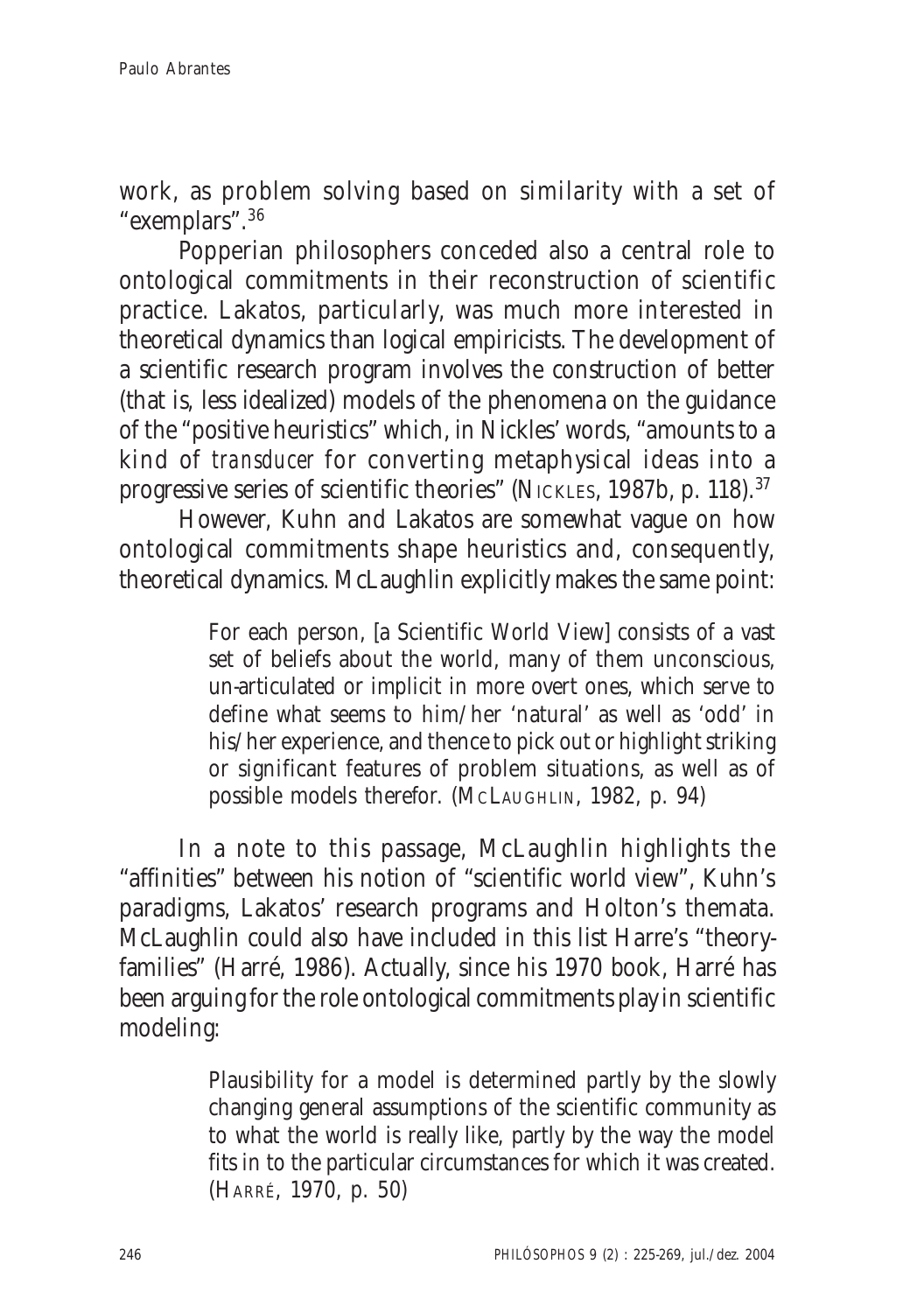work, as problem solving based on similarity with a set of "exemplars".[36]

Popperian philosophers conceded also a central role to ontological commitments in their reconstruction of scientific practice. Lakatos, particularly, was much more interested in theoretical dynamics than logical empiricists. The development of a scientific research program involves the construction of better (that is, less idealized) models of the phenomena on the guidance of the "positive heuristics" which, in Nickles' words, "amounts to a kind of *transducer* for converting metaphysical ideas into a progressive series of scientific theories" (NICKLES, 1987b, p. 118).[37]

However, Kuhn and Lakatos are somewhat vague on how ontological commitments shape heuristics and, consequently, theoretical dynamics. McLaughlin explicitly makes the same point:

> For each person, [a Scientific World View] consists of a vast set of beliefs about the world, many of them unconscious, un-articulated or implicit in more overt ones, which serve to define what seems to him/her 'natural' as well as 'odd' in his/her experience, and thence to pick out or highlight striking or significant features of problem situations, as well as of possible models therefor. (MCLAUGHLIN, 1982, p. 94)

In a note to this passage, McLaughlin highlights the "affinities" between his notion of "scientific world view", Kuhn's paradigms, Lakatos' research programs and Holton's themata. McLaughlin could also have included in this list Harre's "theory-families" (Harré, 1986). Actually, since his 1970 book, Harré has been arguing for the role ontological commitments play in scientific modeling:

> Plausibility for a model is determined partly by the slowly changing general assumptions of the scientific community as to what the world is really like, partly by the way the model fits in to the particular circumstances for which it was created. (HARRÉ, 1970, p. 50)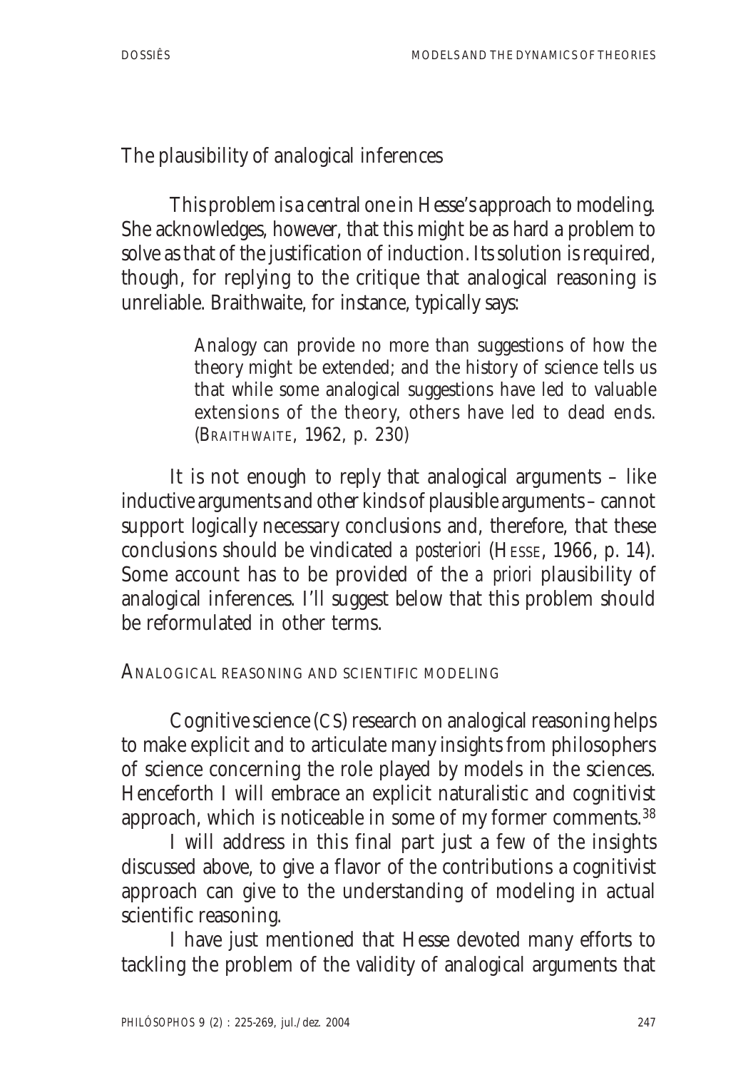### The plausibility of analogical inferences

This problem is a central one in Hesse's approach to modeling. She acknowledges, however, that this might be as hard a problem to solve as that of the justification of induction. Its solution is required, though, for replying to the critique that analogical reasoning is unreliable. Braithwaite, for instance, typically says:

> Analogy can provide no more than suggestions of how the theory might be extended; and the history of science tells us that while some analogical suggestions have led to valuable extensions of the theory, others have led to dead ends. (BRAITHWAITE, 1962, p. 230)

It is not enough to reply that analogical arguments – like inductive arguments and other kinds of plausible arguments – cannot support logically necessary conclusions and, therefore, that these conclusions should be vindicated *a posteriori* (HESSE, 1966, p. 14). Some account has to be provided of the *a priori* plausibility of analogical inferences. I'll suggest below that this problem should be reformulated in other terms.

## ANALOGICAL REASONING AND SCIENTIFIC MODELING

Cognitive science (CS) research on analogical reasoning helps to make explicit and to articulate many insights from philosophers of science concerning the role played by models in the sciences. Henceforth I will embrace an explicit naturalistic and cognitivist approach, which is noticeable in some of my former comments.[38]

I will address in this final part just a few of the insights discussed above, to give a flavor of the contributions a cognitivist approach can give to the understanding of modeling in actual scientific reasoning.

I have just mentioned that Hesse devoted many efforts to tackling the problem of the validity of analogical arguments that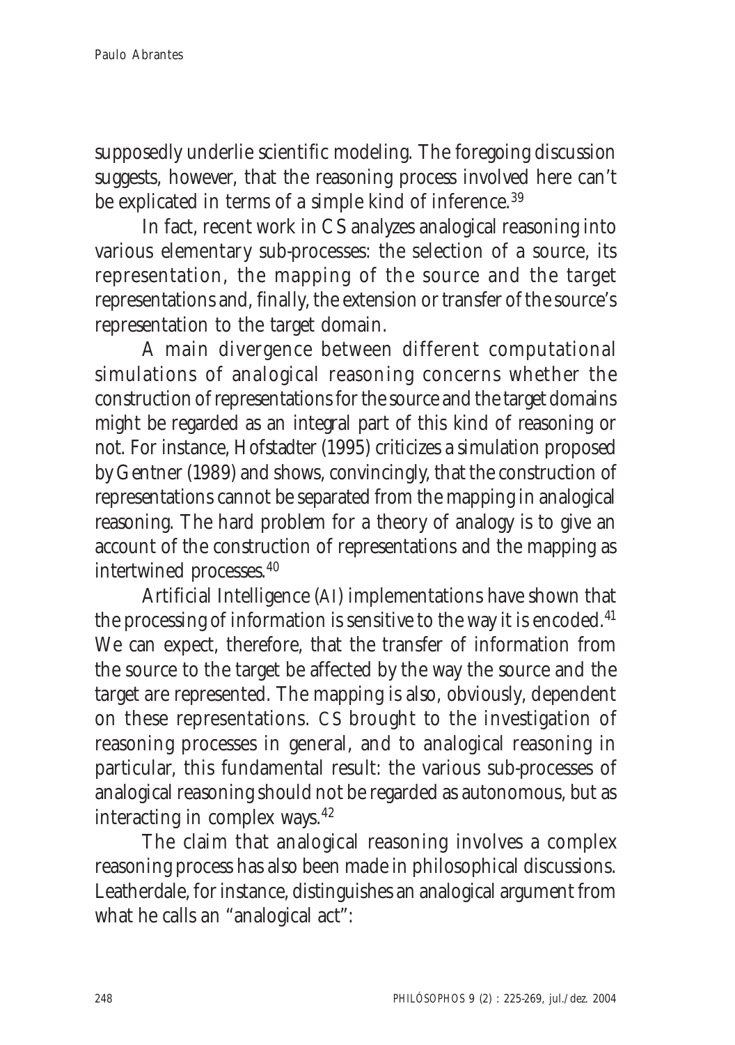supposedly underlie scientific modeling. The foregoing discussion suggests, however, that the reasoning process involved here can't be explicated in terms of a simple kind of inference.[39]

In fact, recent work in CS analyzes analogical reasoning into various elementary sub-processes: the selection of a source, its representation, the mapping of the source and the target representations and, finally, the extension or transfer of the source's representation to the target domain.

A main divergence between different computational simulations of analogical reasoning concerns whether the construction of representations for the source and the target domains might be regarded as an integral part of this kind of reasoning or not. For instance, Hofstadter (1995) criticizes a simulation proposed by Gentner (1989) and shows, convincingly, that the construction of representations cannot be separated from the mapping in analogical reasoning. The hard problem for a theory of analogy is to give an account of the construction of representations and the mapping as intertwined processes.[40]

Artificial Intelligence (AI) implementations have shown that the processing of information is sensitive to the way it is encoded.[41] We can expect, therefore, that the transfer of information from the source to the target be affected by the way the source and the target are represented. The mapping is also, obviously, dependent on these representations. CS brought to the investigation of reasoning processes in general, and to analogical reasoning in particular, this fundamental result: the various sub-processes of analogical reasoning should not be regarded as autonomous, but as interacting in complex ways.[42]

The claim that analogical reasoning involves a complex reasoning process has also been made in philosophical discussions. Leatherdale, for instance, distinguishes an analogical argument from what he calls an "analogical act":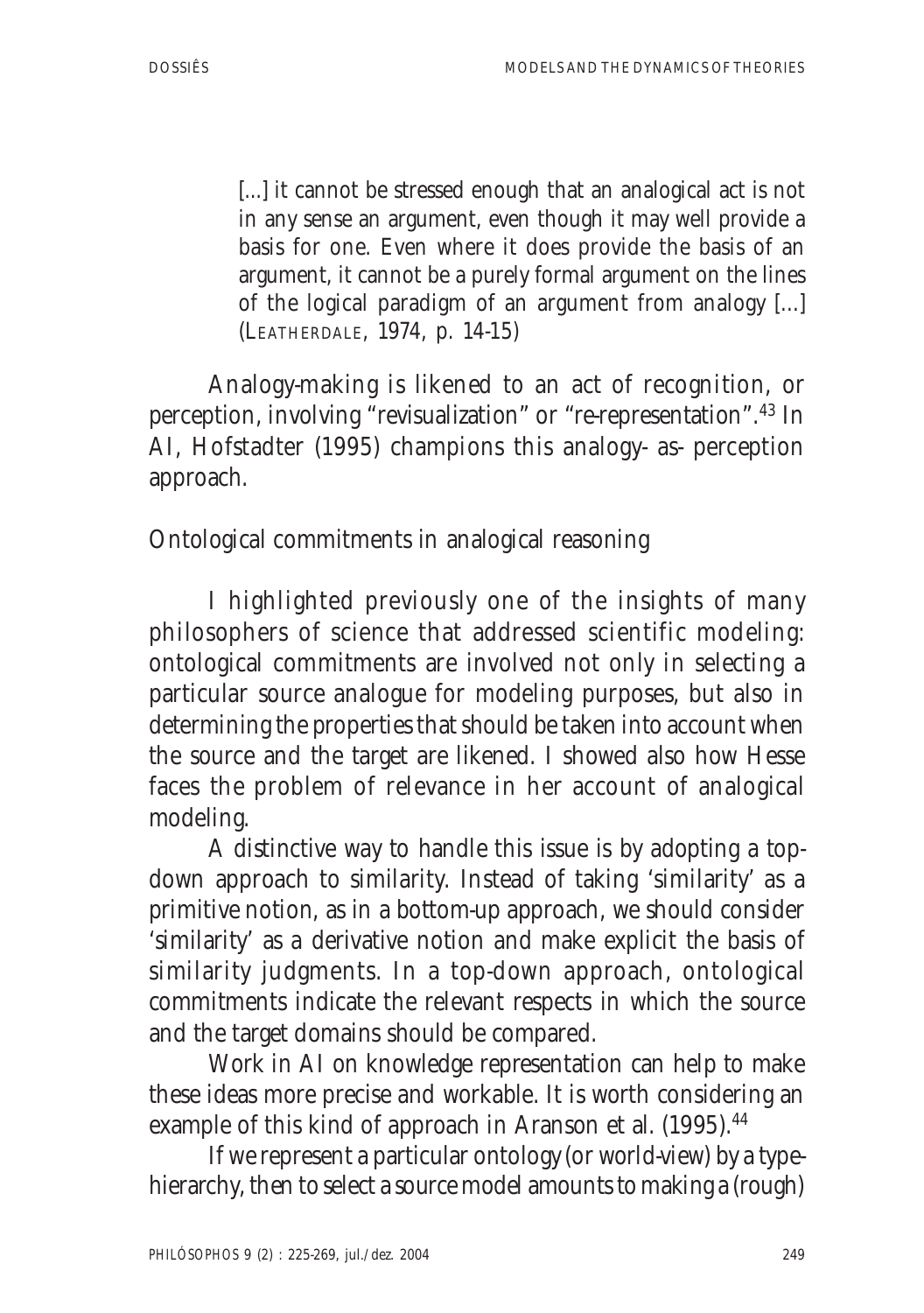> [...] it cannot be stressed enough that an analogical act is not in any sense an argument, even though it may well provide a basis for one. Even where it does provide the basis of an argument, it cannot be a purely formal argument on the lines of the logical paradigm of an argument from analogy [...] (LEATHERDALE, 1974, p. 14-15)

Analogy-making is likened to an act of recognition, or perception, involving "revisualization" or "re-representation".[43] In AI, Hofstadter (1995) champions this analogy- as- perception approach.

## Ontological commitments in analogical reasoning

I highlighted previously one of the insights of many philosophers of science that addressed scientific modeling: ontological commitments are involved not only in selecting a particular source analogue for modeling purposes, but also in determining the properties that should be taken into account when the source and the target are likened. I showed also how Hesse faces the problem of relevance in her account of analogical modeling.

A distinctive way to handle this issue is by adopting a top-down approach to similarity. Instead of taking 'similarity' as a primitive notion, as in a bottom-up approach, we should consider 'similarity' as a derivative notion and make explicit the basis of similarity judgments. In a top-down approach, ontological commitments indicate the relevant respects in which the source and the target domains should be compared.

Work in AI on knowledge representation can help to make these ideas more precise and workable. It is worth considering an example of this kind of approach in Aranson et al. (1995).[44]

If we represent a particular ontology (or world-view) by a type-hierarchy, then to select a source model amounts to making a (rough)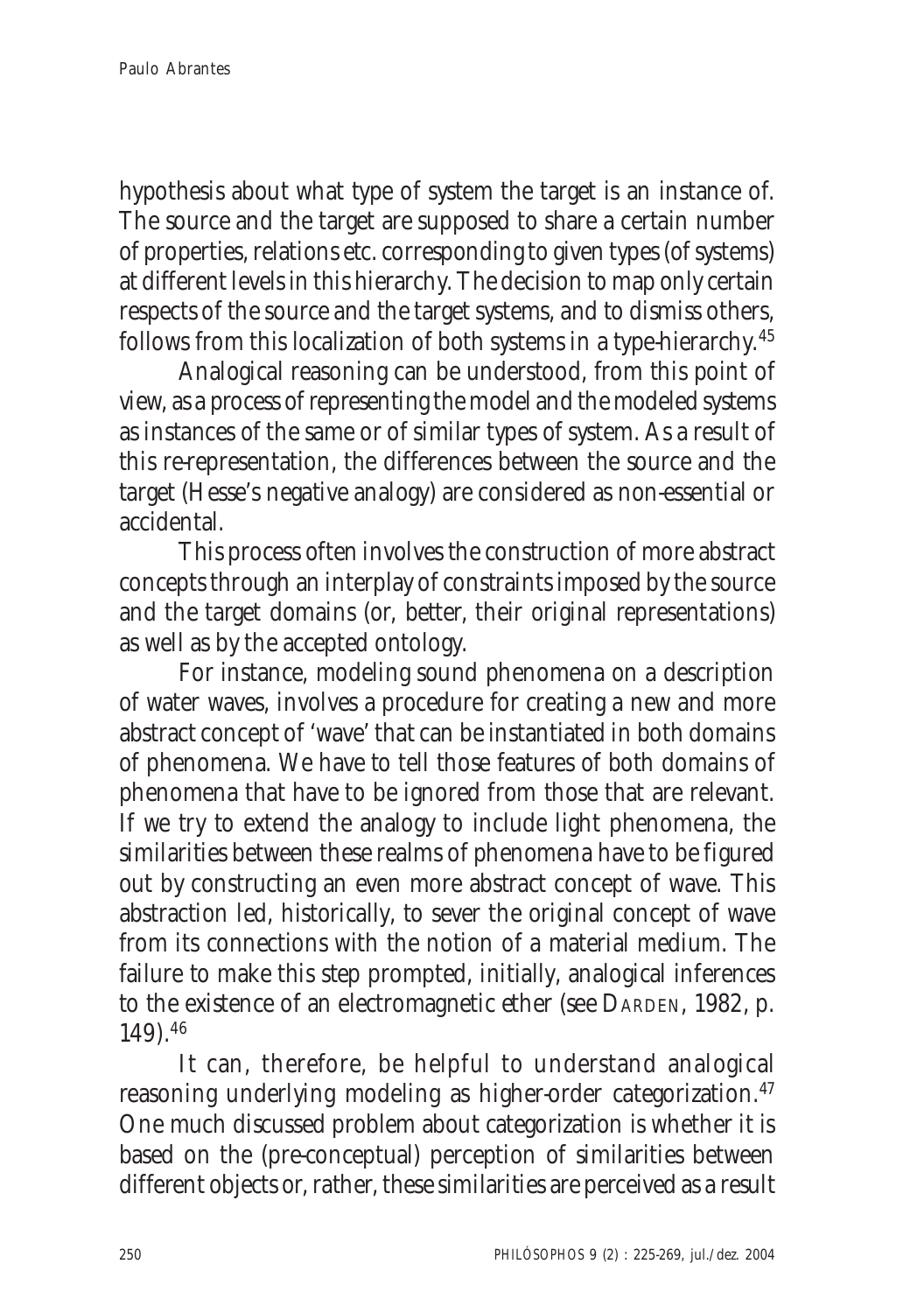hypothesis about what type of system the target is an instance of. The source and the target are supposed to share a certain number of properties, relations etc. corresponding to given types (of systems) at different levels in this hierarchy. The decision to map only certain respects of the source and the target systems, and to dismiss others, follows from this localization of both systems in a type-hierarchy.[45]

Analogical reasoning can be understood, from this point of view, as a process of representing the model and the modeled systems as instances of the same or of similar types of system. As a result of this re-representation, the differences between the source and the target (Hesse's negative analogy) are considered as non-essential or accidental.

This process often involves the construction of more abstract concepts through an interplay of constraints imposed by the source and the target domains (or, better, their original representations) as well as by the accepted ontology.

For instance, modeling sound phenomena on a description of water waves, involves a procedure for creating a new and more abstract concept of 'wave' that can be instantiated in both domains of phenomena. We have to tell those features of both domains of phenomena that have to be ignored from those that are relevant. If we try to extend the analogy to include light phenomena, the similarities between these realms of phenomena have to be figured out by constructing an even more abstract concept of wave. This abstraction led, historically, to sever the original concept of wave from its connections with the notion of a material medium. The failure to make this step prompted, initially, analogical inferences to the existence of an electromagnetic ether (see DARDEN, 1982, p. 149).[46]

It can, therefore, be helpful to understand analogical reasoning underlying modeling as higher-order categorization.[47] One much discussed problem about categorization is whether it is based on the (pre-conceptual) perception of similarities between different objects or, rather, these similarities are perceived as a result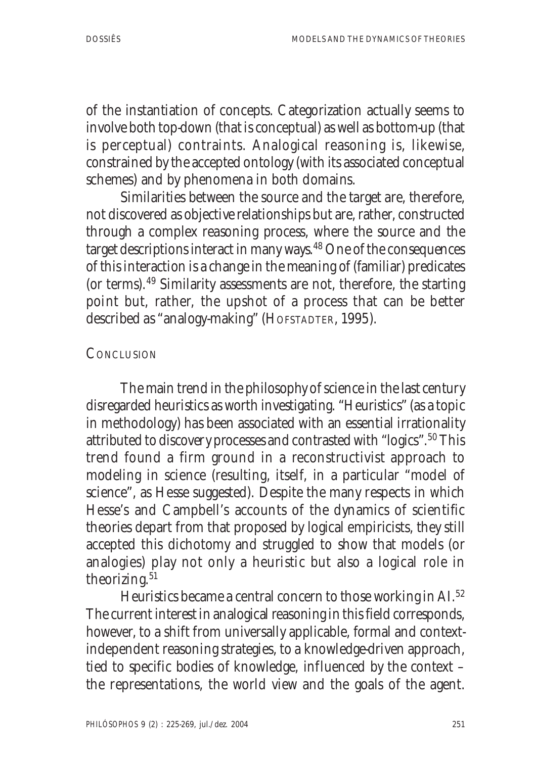of the instantiation of concepts. Categorization actually seems to involve both top-down (that is conceptual) as well as bottom-up (that is perceptual) contraints. Analogical reasoning is, likewise, constrained by the accepted ontology (with its associated conceptual schemes) and by phenomena in both domains.

Similarities between the source and the target are, therefore, not discovered as objective relationships but are, rather, constructed through a complex reasoning process, where the source and the target descriptions interact in many ways.[48] One of the consequences of this interaction is a change in the meaning of (familiar) predicates (or terms).[49] Similarity assessments are not, therefore, the starting point but, rather, the upshot of a process that can be better described as "analogy-making" (HOFSTADTER, 1995).

## CONCLUSION

The main trend in the philosophy of science in the last century disregarded heuristics as worth investigating. "Heuristics" (as a topic in methodology) has been associated with an essential irrationality attributed to discovery processes and contrasted with "logics".[50] This trend found a firm ground in a reconstructivist approach to modeling in science (resulting, itself, in a particular "model of science", as Hesse suggested). Despite the many respects in which Hesse's and Campbell's accounts of the dynamics of scientific theories depart from that proposed by logical empiricists, they still accepted this dichotomy and struggled to show that models (or analogies) play not only a heuristic but also a logical role in theorizing.[51]

Heuristics became a central concern to those working in AI.[52] The current interest in analogical reasoning in this field corresponds, however, to a shift from universally applicable, formal and context-independent reasoning strategies, to a knowledge-driven approach, tied to specific bodies of knowledge, influenced by the context – the representations, the world view and the goals of the agent.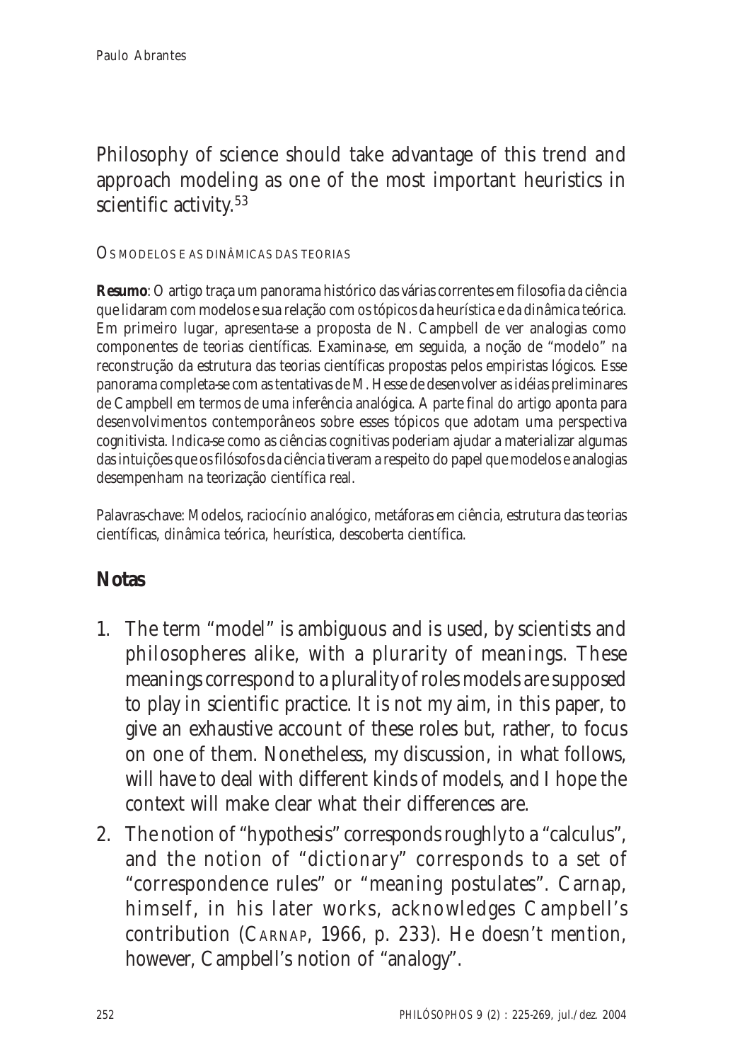Philosophy of science should take advantage of this trend and approach modeling as one of the most important heuristics in scientific activity.[53]

OS MODELOS E AS DINÂMICAS DAS TEORIAS

**Resumo**: O artigo traça um panorama histórico das várias correntes em filosofia da ciência que lidaram com modelos e sua relação com os tópicos da heurística e da dinâmica teórica. Em primeiro lugar, apresenta-se a proposta de N. Campbell de ver analogias como componentes de teorias científicas. Examina-se, em seguida, a noção de "modelo" na reconstrução da estrutura das teorias científicas propostas pelos empiristas lógicos. Esse panorama completa-se com as tentativas de M. Hesse de desenvolver as idéias preliminares de Campbell em termos de uma inferência analógica. A parte final do artigo aponta para desenvolvimentos contemporâneos sobre esses tópicos que adotam uma perspectiva cognitivista. Indica-se como as ciências cognitivas poderiam ajudar a materializar algumas das intuições que os filósofos da ciência tiveram a respeito do papel que modelos e analogias desempenham na teorização científica real.

Palavras-chave: Modelos, raciocínio analógico, metáforas em ciência, estrutura das teorias científicas, dinâmica teórica, heurística, descoberta científica.

## Notas

1. The term "model" is ambiguous and is used, by scientists and philosopheres alike, with a plurality of meanings. These meanings correspond to a plurality of roles models are supposed to play in scientific practice. It is not my aim, in this paper, to give an exhaustive account of these roles but, rather, to focus on one of them. Nonetheless, my discussion, in what follows, will have to deal with different kinds of models, and I hope the context will make clear what their differences are.
2. The notion of "hypothesis" corresponds roughly to a "calculus", and the notion of "dictionary" corresponds to a set of "correspondence rules" or "meaning postulates". Carnap, himself, in his later works, acknowledges Campbell's contribution (CARNAP, 1966, p. 233). He doesn't mention, however, Campbell's notion of "analogy".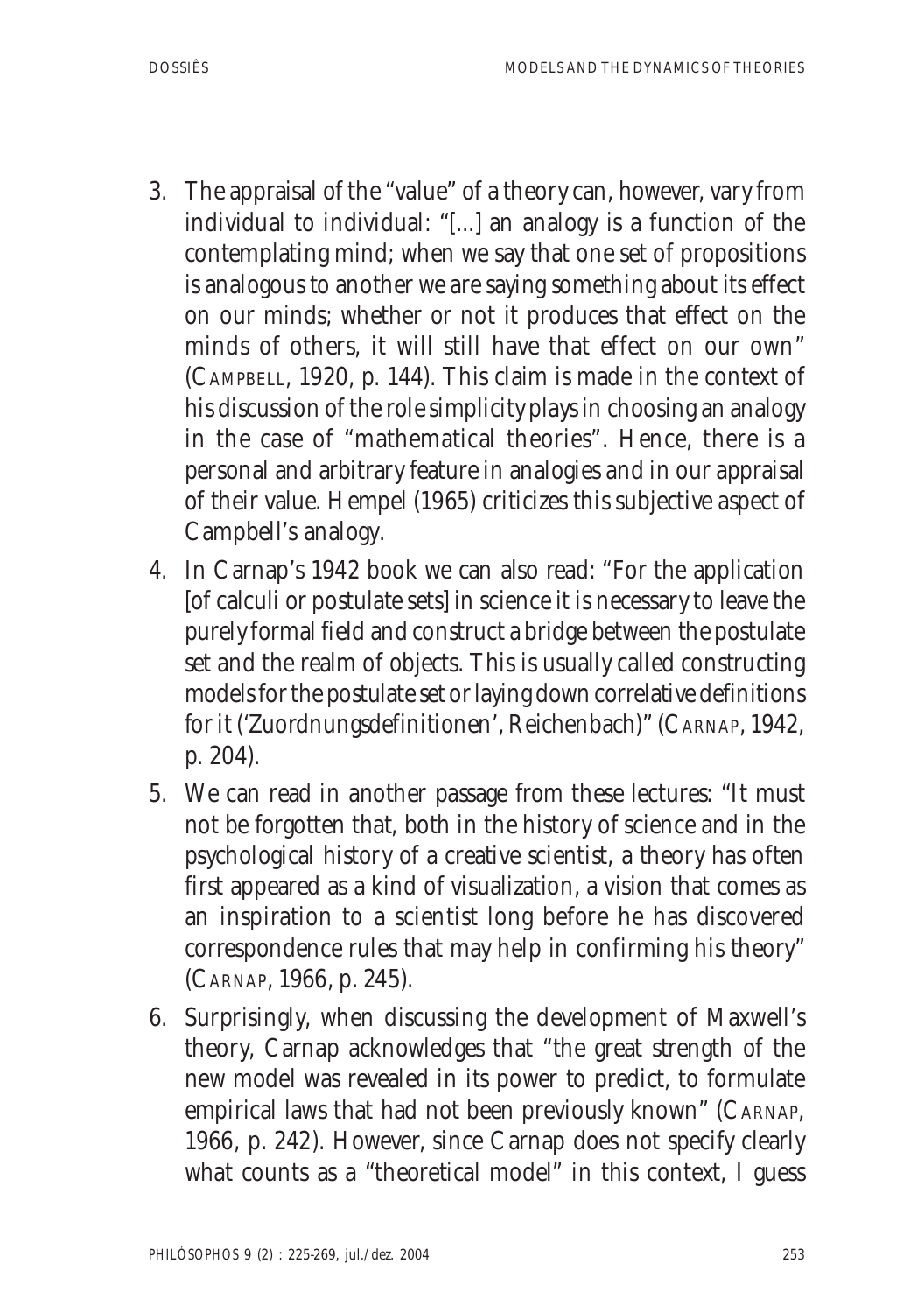3. The appraisal of the "value" of a theory can, however, vary from individual to individual: "[...] an analogy is a function of the contemplating mind; when we say that one set of propositions is analogous to another we are saying something about its effect on our minds; whether or not it produces that effect on the minds of others, it will still have that effect on our own" (CAMPBELL, 1920, p. 144). This claim is made in the context of his discussion of the role simplicity plays in choosing an analogy in the case of "mathematical theories". Hence, there is a personal and arbitrary feature in analogies and in our appraisal of their value. Hempel (1965) criticizes this subjective aspect of Campbell's analogy.
4. In Carnap's 1942 book we can also read: "For the application [of calculi or postulate sets] in science it is necessary to leave the purely formal field and construct a bridge between the postulate set and the realm of objects. This is usually called constructing models for the postulate set or laying down correlative definitions for it ('Zuordnungsdefinitionen', Reichenbach)" (CARNAP, 1942, p. 204).
5. We can read in another passage from these lectures: "It must not be forgotten that, both in the history of science and in the psychological history of a creative scientist, a theory has often first appeared as a kind of visualization, a vision that comes as an inspiration to a scientist long before he has discovered correspondence rules that may help in confirming his theory" (CARNAP, 1966, p. 245).
6. Surprisingly, when discussing the development of Maxwell's theory, Carnap acknowledges that "the great strength of the new model was revealed in its power to predict, to formulate empirical laws that had not been previously known" (CARNAP, 1966, p. 242). However, since Carnap does not specify clearly what counts as a "theoretical model" in this context, I guess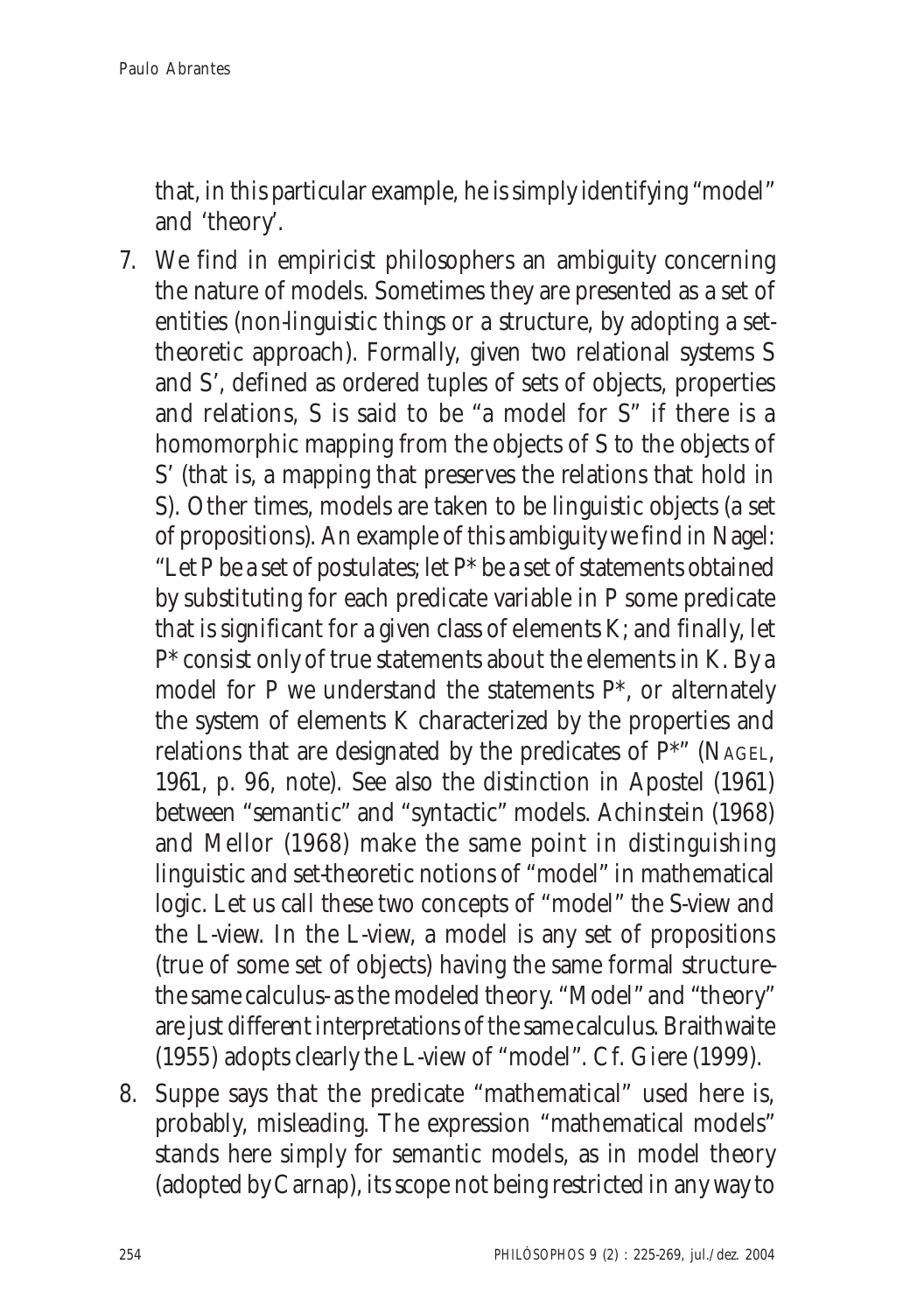that, in this particular example, he is simply identifying "model" and 'theory'.

7. We find in empiricist philosophers an ambiguity concerning the nature of models. Sometimes they are presented as a set of entities (non-linguistic things or a structure, by adopting a set-theoretic approach). Formally, given two relational systems S and S', defined as ordered tuples of sets of objects, properties and relations, S is said to be "a model for S" if there is a homomorphic mapping from the objects of S to the objects of S' (that is, a mapping that preserves the relations that hold in S). Other times, models are taken to be linguistic objects (a set of propositions). An example of this ambiguity we find in Nagel: "Let P be a set of postulates; let P* be a set of statements obtained by substituting for each predicate variable in P some predicate that is significant for a given class of elements K; and finally, let P* consist only of true statements about the elements in K. By a model for P we understand the statements P*, or alternately the system of elements K characterized by the properties and relations that are designated by the predicates of P*" (Nagel, 1961, p. 96, note). See also the distinction in Apostel (1961) between "semantic" and "syntactic" models. Achinstein (1968) and Mellor (1968) make the same point in distinguishing linguistic and set-theoretic notions of "model" in mathematical logic. Let us call these two concepts of "model" the S-view and the L-view. In the L-view, a model is any set of propositions (true of some set of objects) having the same formal structure-the same calculus-as the modeled theory. "Model" and "theory" are just different interpretations of the same calculus. Braithwaite (1955) adopts clearly the L-view of "model". Cf. Giere (1999).

8. Suppe says that the predicate "mathematical" used here is, probably, misleading. The expression "mathematical models" stands here simply for semantic models, as in model theory (adopted by Carnap), its scope not being restricted in any way to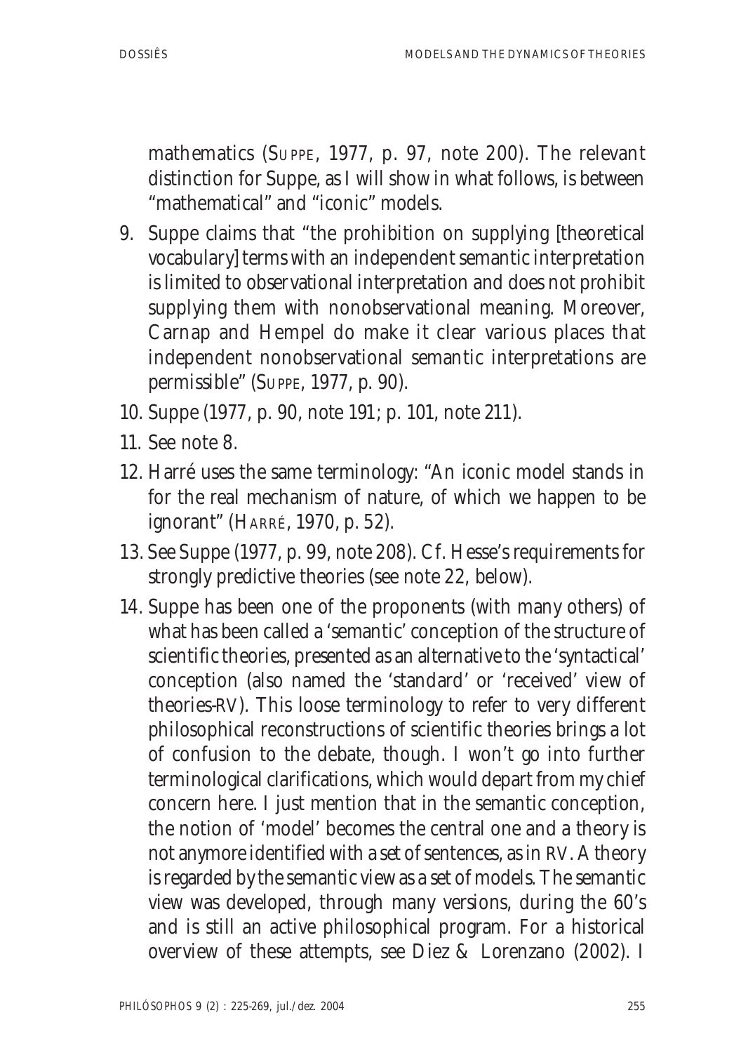mathematics (SUPPE, 1977, p. 97, note 200). The relevant distinction for Suppe, as I will show in what follows, is between "mathematical" and "iconic" models.

9. Suppe claims that "the prohibition on supplying [theoretical vocabulary] terms with an independent semantic interpretation is limited to observational interpretation and does not prohibit supplying them with nonobservational meaning. Moreover, Carnap and Hempel do make it clear various places that independent nonobservational semantic interpretations are permissible" (SUPPE, 1977, p. 90).
10. Suppe (1977, p. 90, note 191; p. 101, note 211).
11. See note 8.
12. Harré uses the same terminology: "An iconic model stands in for the real mechanism of nature, of which we happen to be ignorant" (HARRÉ, 1970, p. 52).
13. See Suppe (1977, p. 99, note 208). Cf. Hesse's requirements for strongly predictive theories (see note 22, below).
14. Suppe has been one of the proponents (with many others) of what has been called a 'semantic' conception of the structure of scientific theories, presented as an alternative to the 'syntactical' conception (also named the 'standard' or 'received' view of theories-RV). This loose terminology to refer to very different philosophical reconstructions of scientific theories brings a lot of confusion to the debate, though. I won't go into further terminological clarifications, which would depart from my chief concern here. I just mention that in the semantic conception, the notion of 'model' becomes the central one and a theory is not anymore identified with a set of sentences, as in RV. A theory is regarded by the semantic view as a set of models. The semantic view was developed, through many versions, during the 60's and is still an active philosophical program. For a historical overview of these attempts, see Diez & Lorenzano (2002). I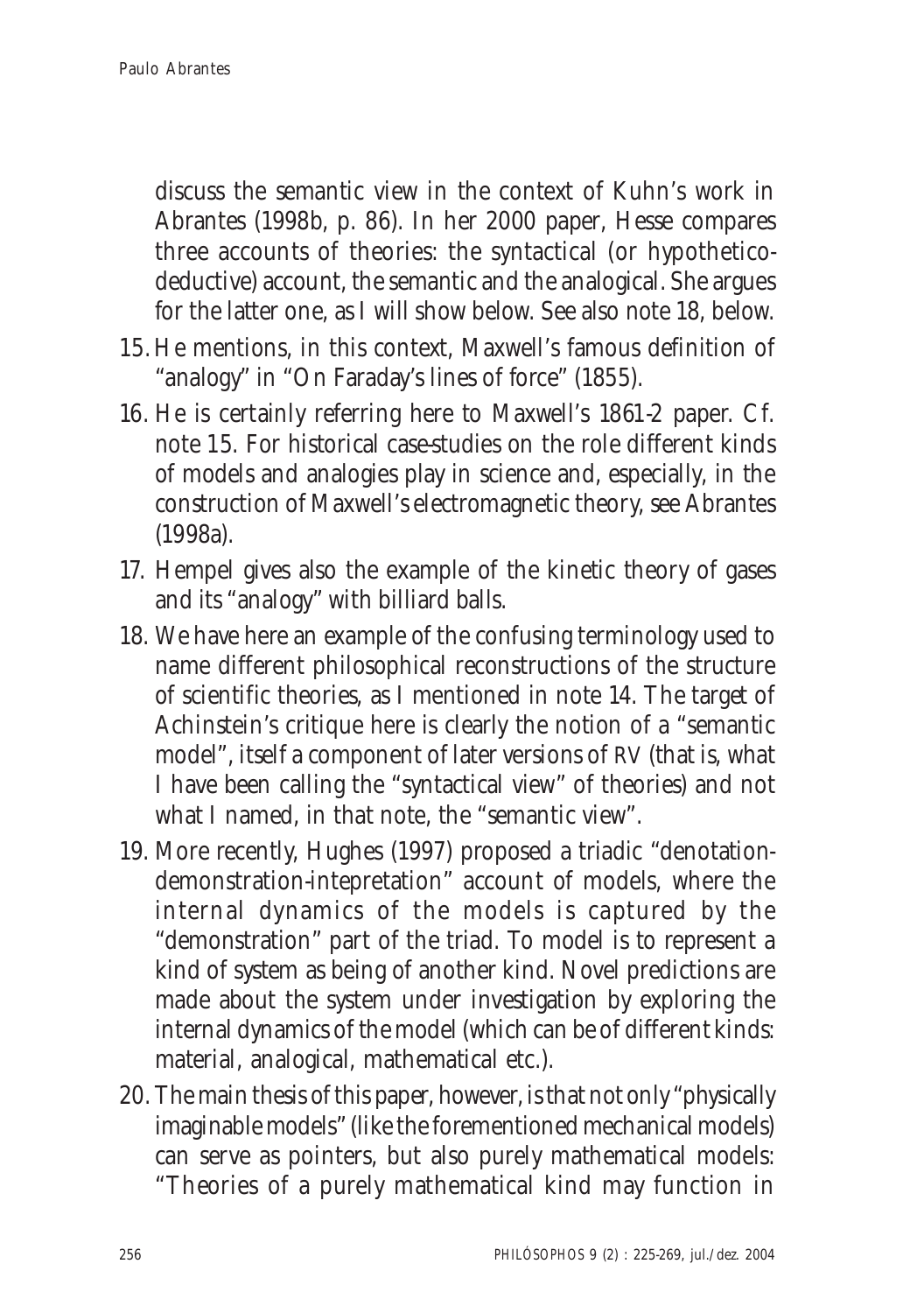discuss the semantic view in the context of Kuhn's work in Abrantes (1998b, p. 86). In her 2000 paper, Hesse compares three accounts of theories: the syntactical (or hypothetico-deductive) account, the semantic and the analogical. She argues for the latter one, as I will show below. See also note 18, below.

15. He mentions, in this context, Maxwell's famous definition of "analogy" in "On Faraday's lines of force" (1855).
16. He is certainly referring here to Maxwell's 1861-2 paper. Cf. note 15. For historical case-studies on the role different kinds of models and analogies play in science and, especially, in the construction of Maxwell's electromagnetic theory, see Abrantes (1998a).
17. Hempel gives also the example of the kinetic theory of gases and its "analogy" with billiard balls.
18. We have here an example of the confusing terminology used to name different philosophical reconstructions of the structure of scientific theories, as I mentioned in note 14. The target of Achinstein's critique here is clearly the notion of a "semantic model", itself a component of later versions of RV (that is, what I have been calling the "syntactical view" of theories) and not what I named, in that note, the "semantic view".
19. More recently, Hughes (1997) proposed a triadic "denotation-demonstration-intepretation" account of models, where the internal dynamics of the models is captured by the "demonstration" part of the triad. To model is to represent a kind of system as being of another kind. Novel predictions are made about the system under investigation by exploring the internal dynamics of the model (which can be of different kinds: material, analogical, mathematical etc.).
20. The main thesis of this paper, however, is that not only "physically imaginable models" (like the forementioned mechanical models) can serve as pointers, but also purely mathematical models: "Theories of a purely mathematical kind may function in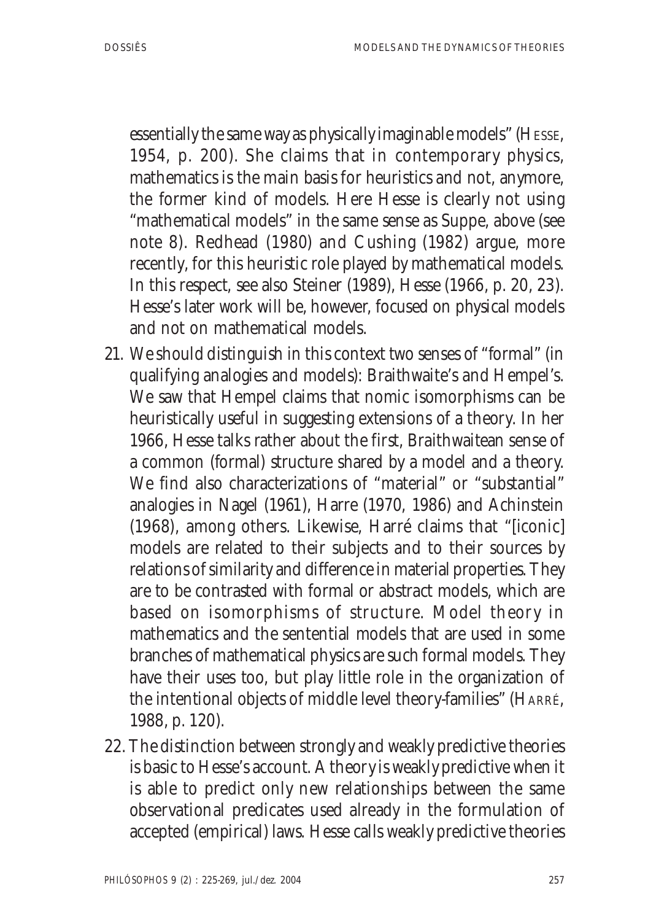essentially the same way as physically imaginable models" (HESSE, 1954, p. 200). She claims that in contemporary physics, mathematics is the main basis for heuristics and not, anymore, the former kind of models. Here Hesse is clearly not using "mathematical models" in the same sense as Suppe, above (see note 8). Redhead (1980) and Cushing (1982) argue, more recently, for this heuristic role played by mathematical models. In this respect, see also Steiner (1989), Hesse (1966, p. 20, 23). Hesse's later work will be, however, focused on physical models and not on mathematical models.

21. We should distinguish in this context two senses of "formal" (in qualifying analogies and models): Braithwaite's and Hempel's. We saw that Hempel claims that nomic isomorphisms can be heuristically useful in suggesting extensions of a theory. In her 1966, Hesse talks rather about the first, Braithwaitean sense of a common (formal) structure shared by a model and a theory. We find also characterizations of "material" or "substantial" analogies in Nagel (1961), Harre (1970, 1986) and Achinstein (1968), among others. Likewise, Harré claims that "[iconic] models are related to their subjects and to their sources by relations of similarity and difference in material properties. They are to be contrasted with formal or abstract models, which are based on isomorphisms of structure. Model theory in mathematics and the sentential models that are used in some branches of mathematical physics are such formal models. They have their uses too, but play little role in the organization of the intentional objects of middle level theory-families" (HARRÉ, 1988, p. 120).

22. The distinction between strongly and weakly predictive theories is basic to Hesse's account. A theory is weakly predictive when it is able to predict only new relationships between the same observational predicates used already in the formulation of accepted (empirical) laws. Hesse calls weakly predictive theories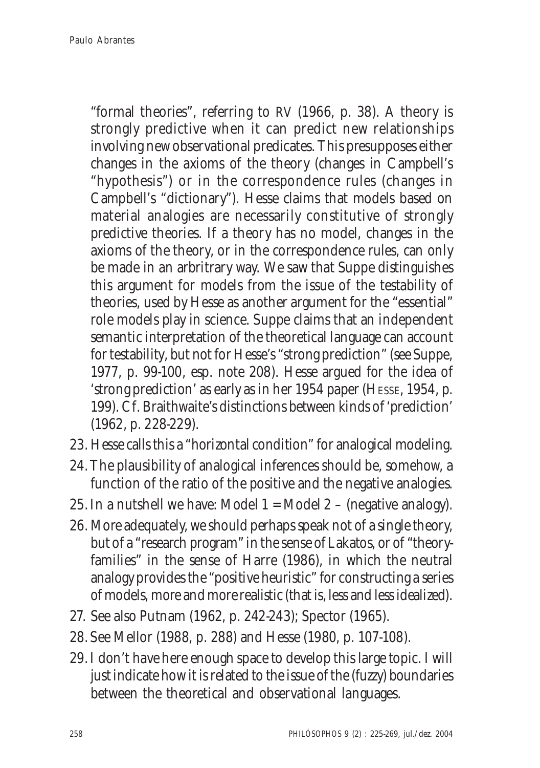"formal theories", referring to RV (1966, p. 38). A theory is strongly predictive when it can predict new relationships involving new observational predicates. This presupposes either changes in the axioms of the theory (changes in Campbell's "hypothesis") or in the correspondence rules (changes in Campbell's "dictionary"). Hesse claims that models based on material analogies are necessarily constitutive of strongly predictive theories. If a theory has no model, changes in the axioms of the theory, or in the correspondence rules, can only be made in an arbitrary way. We saw that Suppe distinguishes this argument for models from the issue of the testability of theories, used by Hesse as another argument for the "essential" role models play in science. Suppe claims that an independent semantic interpretation of the theoretical language can account for testability, but not for Hesse's "strong prediction" (see Suppe, 1977, p. 99-100, esp. note 208). Hesse argued for the idea of 'strong prediction' as early as in her 1954 paper (HESSE, 1954, p. 199). Cf. Braithwaite's distinctions between kinds of 'prediction' (1962, p. 228-229).

23. Hesse calls this a "horizontal condition" for analogical modeling.
24. The plausibility of analogical inferences should be, somehow, a function of the ratio of the positive and the negative analogies.
25. In a nutshell we have: Model 1 = Model 2 – (negative analogy).
26. More adequately, we should perhaps speak not of a single theory, but of a "research program" in the sense of Lakatos, or of "theory-families" in the sense of Harre (1986), in which the neutral analogy provides the "positive heuristic" for constructing a series of models, more and more realistic (that is, less and less idealized).
27. See also Putnam (1962, p. 242-243); Spector (1965).
28. See Mellor (1988, p. 288) and Hesse (1980, p. 107-108).
29. I don't have here enough space to develop this large topic. I will just indicate how it is related to the issue of the (fuzzy) boundaries between the theoretical and observational languages.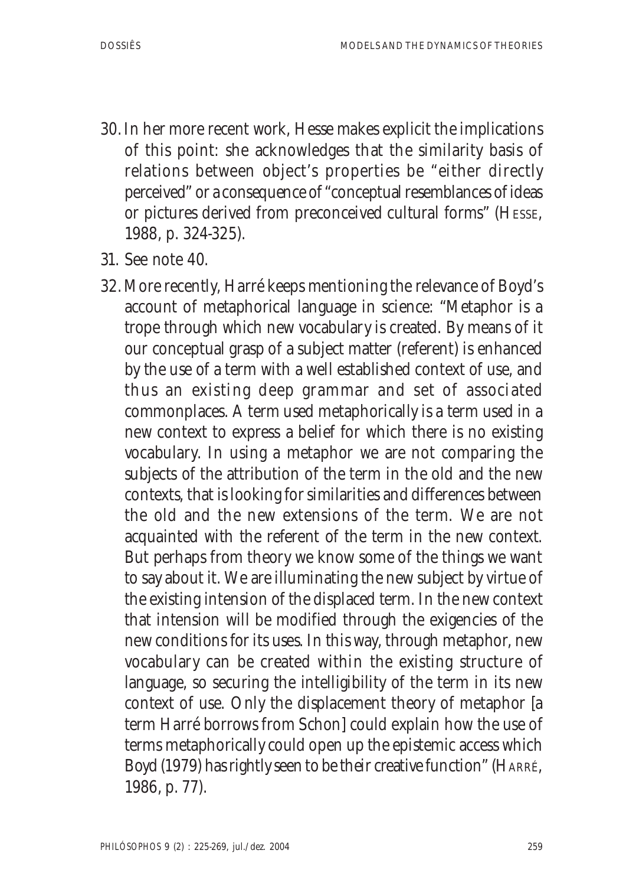30. In her more recent work, Hesse makes explicit the implications of this point: she acknowledges that the similarity basis of relations between object's properties be "either directly perceived" or a consequence of "conceptual resemblances of ideas or pictures derived from preconceived cultural forms" (HESSE, 1988, p. 324-325).

31. See note 40.

32. More recently, Harré keeps mentioning the relevance of Boyd's account of metaphorical language in science: "Metaphor is a trope through which new vocabulary is created. By means of it our conceptual grasp of a subject matter (referent) is enhanced by the use of a term with a well established context of use, and thus an existing deep grammar and set of associated commonplaces. A term used metaphorically is a term used in a new context to express a belief for which there is no existing vocabulary. In using a metaphor we are not comparing the subjects of the attribution of the term in the old and the new contexts, that is looking for similarities and differences between the old and the new extensions of the term. We are not acquainted with the referent of the term in the new context. But perhaps from theory we know some of the things we want to say about it. We are illuminating the new subject by virtue of the existing intension of the displaced term. In the new context that intension will be modified through the exigencies of the new conditions for its uses. In this way, through metaphor, new vocabulary can be created within the existing structure of language, so securing the intelligibility of the term in its new context of use. Only the displacement theory of metaphor [a term Harré borrows from Schon] could explain how the use of terms metaphorically could open up the epistemic access which Boyd (1979) has rightly seen to be their creative function" (HARRÉ, 1986, p. 77).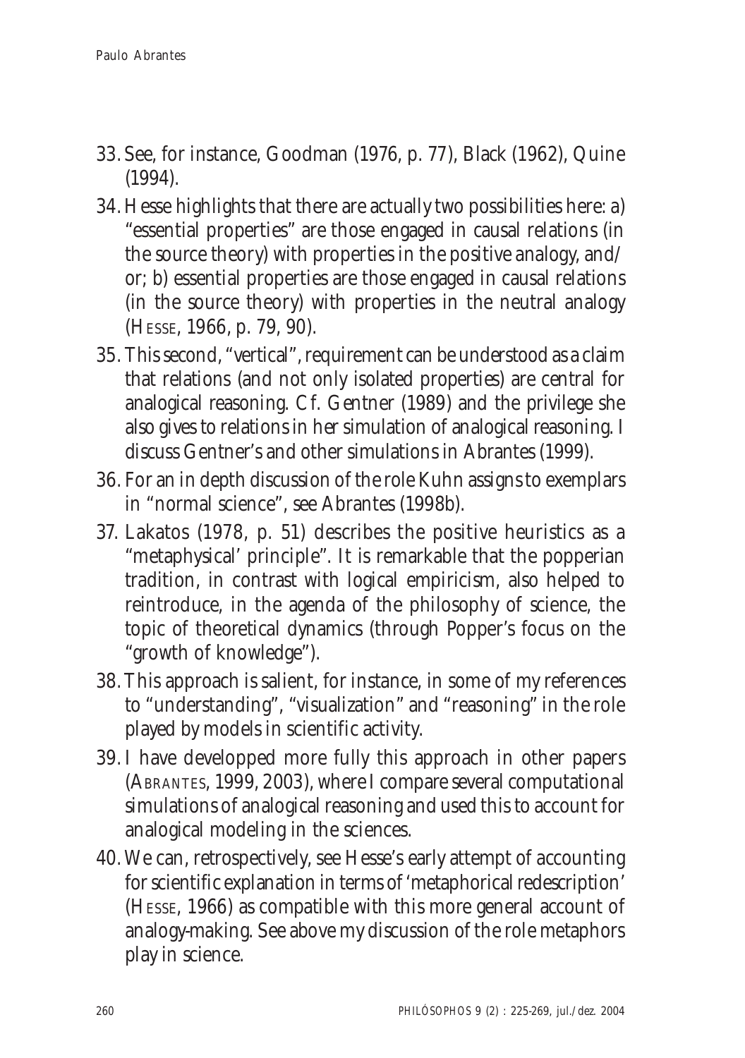33. See, for instance, Goodman (1976, p. 77), Black (1962), Quine (1994).

34. Hesse highlights that there are actually two possibilities here: a) "essential properties" are those engaged in causal relations (in the source theory) with properties in the positive analogy, and/or; b) essential properties are those engaged in causal relations (in the source theory) with properties in the neutral analogy (HESSE, 1966, p. 79, 90).

35. This second, "vertical", requirement can be understood as a claim that relations (and not only isolated properties) are central for analogical reasoning. Cf. Gentner (1989) and the privilege she also gives to relations in her simulation of analogical reasoning. I discuss Gentner's and other simulations in Abrantes (1999).

36. For an in depth discussion of the role Kuhn assigns to exemplars in "normal science", see Abrantes (1998b).

37. Lakatos (1978, p. 51) describes the positive heuristics as a "metaphysical' principle". It is remarkable that the popperian tradition, in contrast with logical empiricism, also helped to reintroduce, in the agenda of the philosophy of science, the topic of theoretical dynamics (through Popper's focus on the "growth of knowledge").

38. This approach is salient, for instance, in some of my references to "understanding", "visualization" and "reasoning" in the role played by models in scientific activity.

39. I have developped more fully this approach in other papers (ABRANTES, 1999, 2003), where I compare several computational simulations of analogical reasoning and used this to account for analogical modeling in the sciences.

40. We can, retrospectively, see Hesse's early attempt of accounting for scientific explanation in terms of 'metaphorical redescription' (HESSE, 1966) as compatible with this more general account of analogy-making. See above my discussion of the role metaphors play in science.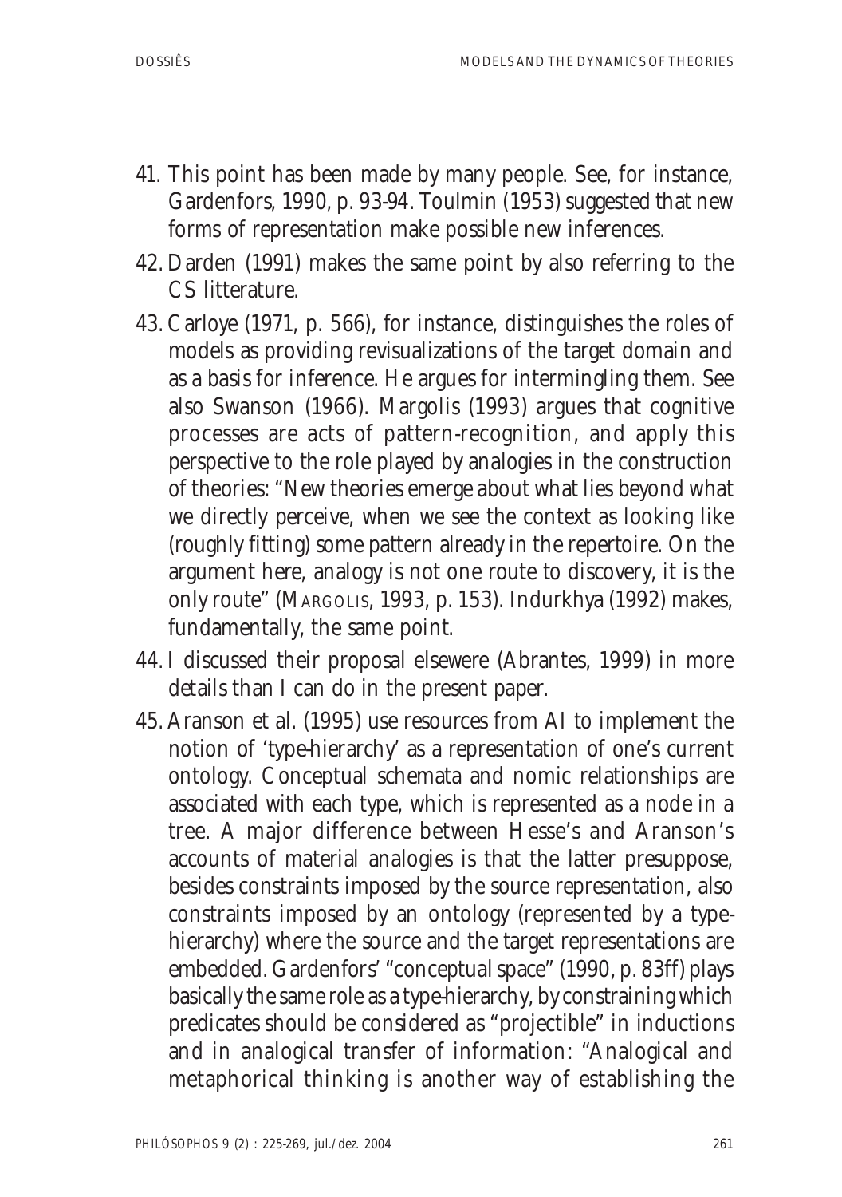41. This point has been made by many people. See, for instance, Gardenfors, 1990, p. 93-94. Toulmin (1953) suggested that new forms of representation make possible new inferences.
42. Darden (1991) makes the same point by also referring to the CS litterature.
43. Carloye (1971, p. 566), for instance, distinguishes the roles of models as providing revisualizations of the target domain and as a basis for inference. He argues for intermingling them. See also Swanson (1966). Margolis (1993) argues that cognitive processes are acts of pattern-recognition, and apply this perspective to the role played by analogies in the construction of theories: "New theories emerge about what lies beyond what we directly perceive, when we see the context as looking like (roughly fitting) some pattern already in the repertoire. On the argument here, analogy is not one route to discovery, it is the only route" (MARGOLIS, 1993, p. 153). Indurkhya (1992) makes, fundamentally, the same point.
44. I discussed their proposal elsewere (Abrantes, 1999) in more details than I can do in the present paper.
45. Aranson et al. (1995) use resources from AI to implement the notion of 'type-hierarchy' as a representation of one's current ontology. Conceptual schemata and nomic relationships are associated with each type, which is represented as a node in a tree. A major difference between Hesse's and Aranson's accounts of material analogies is that the latter presuppose, besides constraints imposed by the source representation, also constraints imposed by an ontology (represented by a type-hierarchy) where the source and the target representations are embedded. Gardenfors' "conceptual space" (1990, p. 83ff) plays basically the same role as a type-hierarchy, by constraining which predicates should be considered as "projectible" in inductions and in analogical transfer of information: "Analogical and metaphorical thinking is another way of establishing the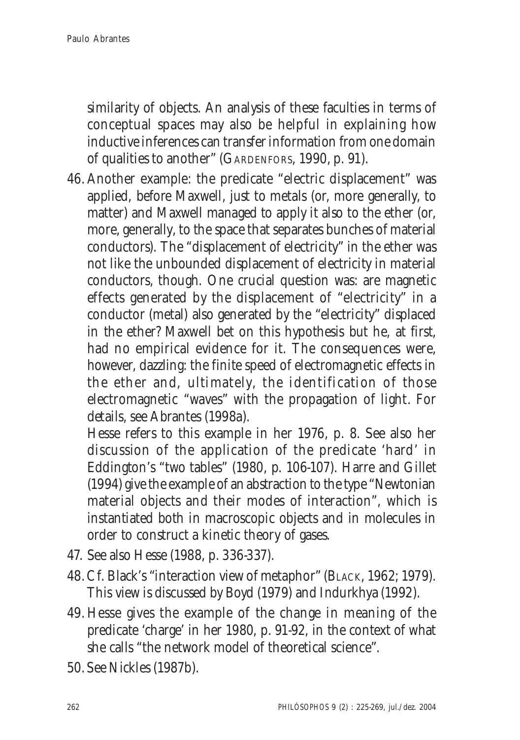similarity of objects. An analysis of these faculties in terms of conceptual spaces may also be helpful in explaining how inductive inferences can transfer information from one domain of qualities to another" (GARDENFORS, 1990, p. 91).

46. Another example: the predicate "electric displacement" was applied, before Maxwell, just to metals (or, more generally, to matter) and Maxwell managed to apply it also to the ether (or, more, generally, to the space that separates bunches of material conductors). The "displacement of electricity" in the ether was not like the unbounded displacement of electricity in material conductors, though. One crucial question was: are magnetic effects generated by the displacement of "electricity" in a conductor (metal) also generated by the "electricity" displaced in the ether? Maxwell bet on this hypothesis but he, at first, had no empirical evidence for it. The consequences were, however, dazzling: the finite speed of electromagnetic effects in the ether and, ultimately, the identification of those electromagnetic "waves" with the propagation of light. For details, see Abrantes (1998a).

    Hesse refers to this example in her 1976, p. 8. See also her discussion of the application of the predicate 'hard' in Eddington's "two tables" (1980, p. 106-107). Harre and Gillet (1994) give the example of an abstraction to the type "Newtonian material objects and their modes of interaction", which is instantiated both in macroscopic objects and in molecules in order to construct a kinetic theory of gases.

47. See also Hesse (1988, p. 336-337).

48. Cf. Black's "interaction view of metaphor" (BLACK, 1962; 1979). This view is discussed by Boyd (1979) and Indurkhya (1992).

49. Hesse gives the example of the change in meaning of the predicate 'charge' in her 1980, p. 91-92, in the context of what she calls "the network model of theoretical science".

50. See Nickles (1987b).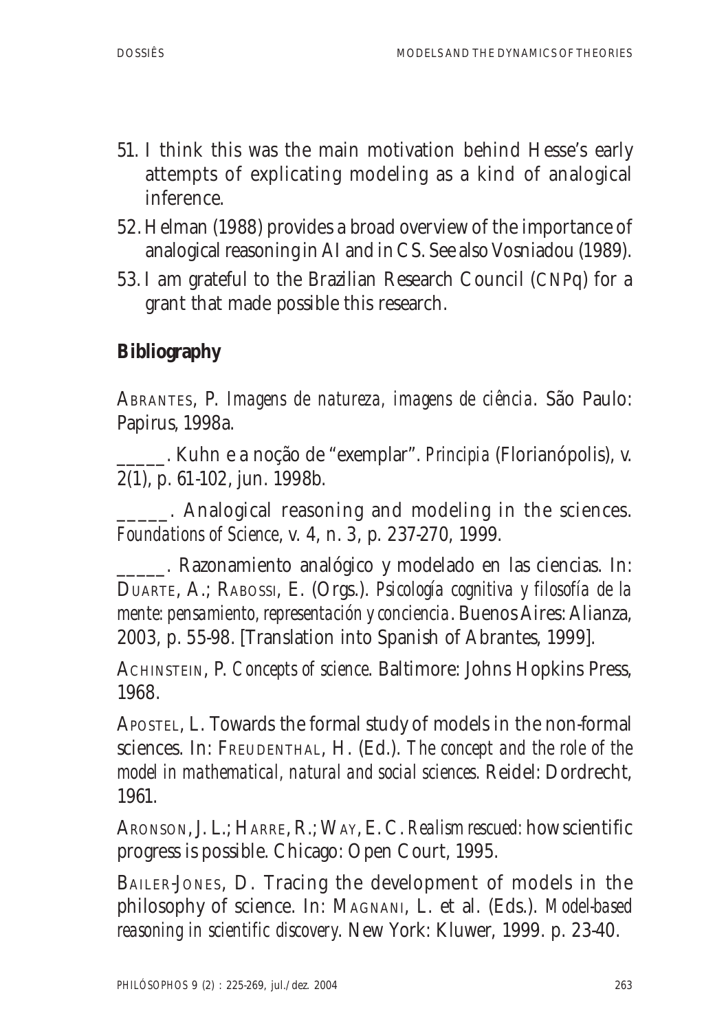51. I think this was the main motivation behind Hesse's early attempts of explicating modeling as a kind of analogical inference.
52. Helman (1988) provides a broad overview of the importance of analogical reasoning in AI and in CS. See also Vosniadou (1989).
53. I am grateful to the Brazilian Research Council (CNPq) for a grant that made possible this research.

## Bibliography

ABRANTES, P. *Imagens de natureza, imagens de ciência*. São Paulo: Papirus, 1998a.

_____. Kuhn e a noção de "exemplar". *Principia* (Florianópolis), v. 2(1), p. 61-102, jun. 1998b.

_____. Analogical reasoning and modeling in the sciences. *Foundations of Science*, v. 4, n. 3, p. 237-270, 1999.

_____. Razonamiento analógico y modelado en las ciencias. In: DUARTE, A.; RABOSSI, E. (Orgs.). *Psicología cognitiva y filosofía de la mente: pensamiento, representación y conciencia*. Buenos Aires: Alianza, 2003, p. 55-98. [Translation into Spanish of Abrantes, 1999].

ACHINSTEIN, P. *Concepts of science*. Baltimore: Johns Hopkins Press, 1968.

APOSTEL, L. Towards the formal study of models in the non-formal sciences. In: FREUDENTHAL, H. (Ed.). *The concept and the role of the model in mathematical, natural and social sciences.* Reidel: Dordrecht, 1961.

ARONSON, J. L.; HARRE, R.; WAY, E. C. *Realism rescued:* how scientific progress is possible. Chicago: Open Court, 1995.

BAILER-JONES, D. Tracing the development of models in the philosophy of science. In: MAGNANI, L. et al. (Eds.). *Model-based reasoning in scientific discovery*. New York: Kluwer, 1999. p. 23-40.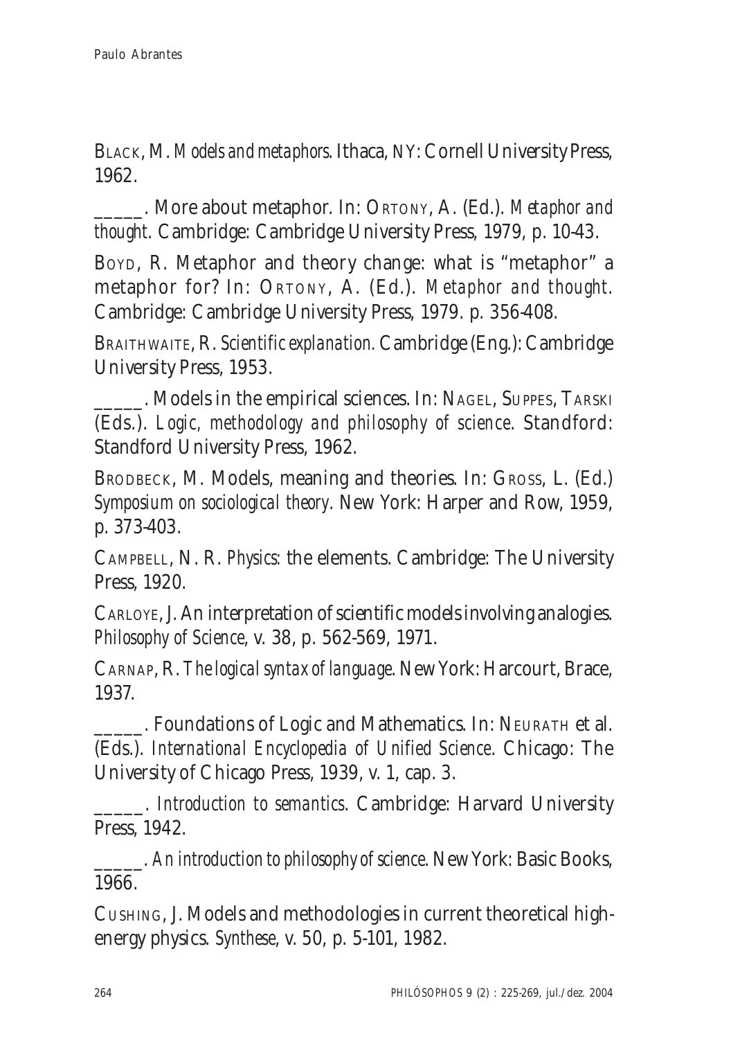BLACK, M. *Models and metaphors*. Ithaca, NY: Cornell University Press, 1962.

_____. More about metaphor. In: ORTONY, A. (Ed.). *Metaphor and thought*. Cambridge: Cambridge University Press, 1979, p. 10-43.

BOYD, R. Metaphor and theory change: what is "metaphor" a metaphor for? In: ORTONY, A. (Ed.). *Metaphor and thought*. Cambridge: Cambridge University Press, 1979. p. 356-408.

BRAITHWAITE, R. *Scientific explanation.* Cambridge (Eng.): Cambridge University Press, 1953.

_____. Models in the empirical sciences. In: NAGEL, SUPPES, TARSKI (Eds.). *Logic, methodology and philosophy of science*. Standford: Standford University Press, 1962.

BRODBECK, M. Models, meaning and theories. In: GROSS, L. (Ed.) *Symposium on sociological theory*. New York: Harper and Row, 1959, p. 373-403.

CAMPBELL, N. R. *Physics*: the elements. Cambridge: The University Press, 1920.

CARLOYE, J. An interpretation of scientific models involving analogies. *Philosophy of Science*, v. 38, p. 562-569, 1971.

CARNAP, R. *The logical syntax of language*. New York: Harcourt, Brace, 1937.

_____. Foundations of Logic and Mathematics. In: NEURATH et al. (Eds.). *International Encyclopedia of Unified Science*. Chicago: The University of Chicago Press, 1939, v. 1, cap. 3.

_____. *Introduction to semantics*. Cambridge: Harvard University Press, 1942.

_____. *An introduction to philosophy of science*. New York: Basic Books, 1966.

CUSHING, J. Models and methodologies in current theoretical high-energy physics. *Synthese*, v. 50, p. 5-101, 1982.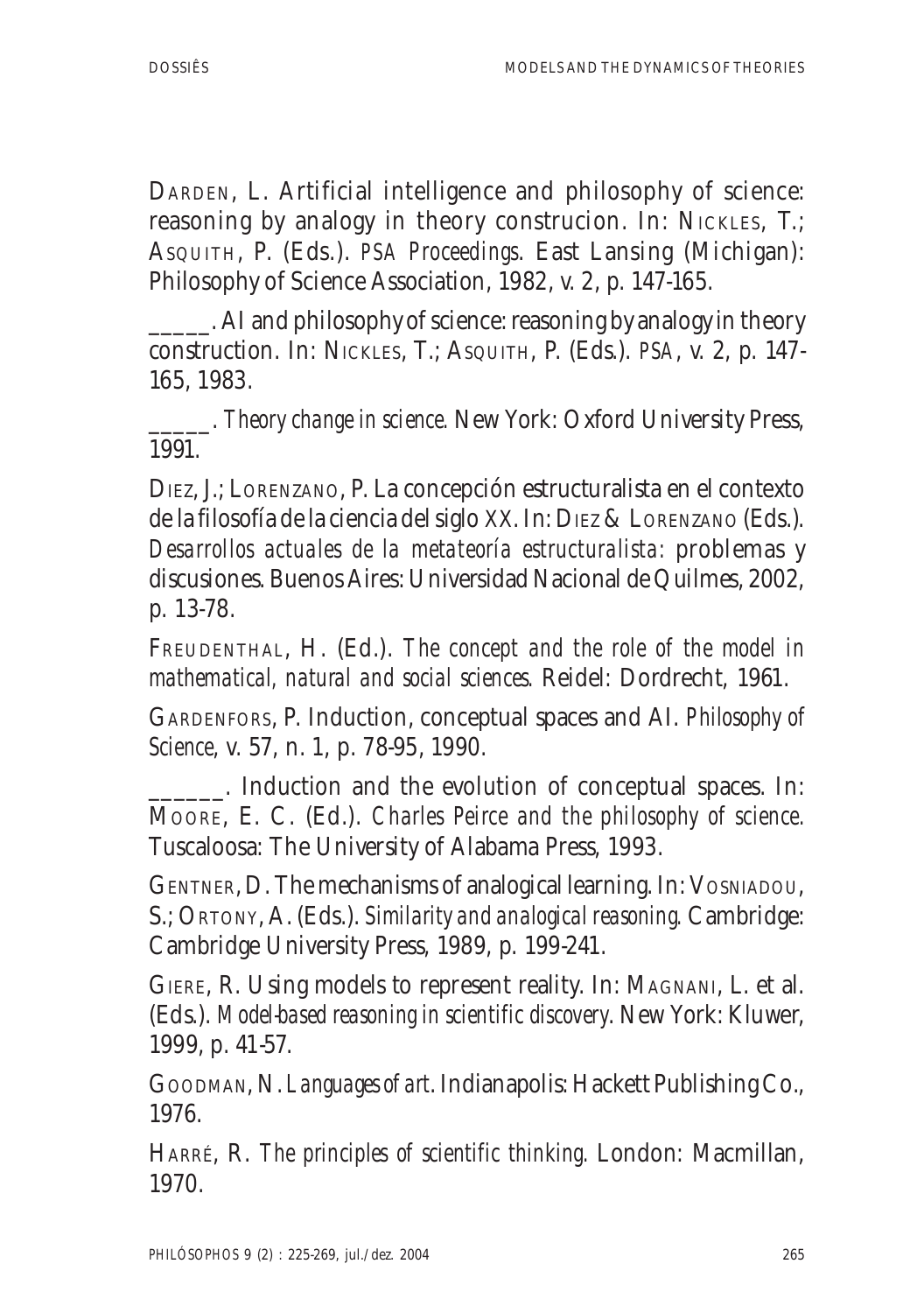DARDEN, L. Artificial intelligence and philosophy of science: reasoning by analogy in theory construcion. In: NICKLES, T.; ASQUITH, P. (Eds.). *PSA Proceedings*. East Lansing (Michigan): Philosophy of Science Association, 1982, v. 2, p. 147-165.

_____. AI and philosophy of science: reasoning by analogy in theory construction. In: NICKLES, T.; ASQUITH, P. (Eds.). *PSA*, v. 2, p. 147-165, 1983.

_____. *Theory change in science*. New York: Oxford University Press, 1991.

DIEZ, J.; LORENZANO, P. La concepción estructuralista en el contexto de la filosofía de la ciencia del siglo XX. In: DIEZ & LORENZANO (Eds.). *Desarrollos actuales de la metateoría estructuralista:* problemas y discusiones. Buenos Aires: Universidad Nacional de Quilmes, 2002, p. 13-78.

FREUDENTHAL, H. (Ed.). *The concept and the role of the model in mathematical, natural and social sciences*. Reidel: Dordrecht, 1961.

GARDENFORS, P. Induction, conceptual spaces and AI. *Philosophy of Science*, v. 57, n. 1, p. 78-95, 1990.

______. Induction and the evolution of conceptual spaces. In: MOORE, E. C. (Ed.). *Charles Peirce and the philosophy of science*. Tuscaloosa: The University of Alabama Press, 1993.

GENTNER, D. The mechanisms of analogical learning. In: VOSNIADOU, S.; ORTONY, A. (Eds.). *Similarity and analogical reasoning*. Cambridge: Cambridge University Press, 1989, p. 199-241.

GIERE, R. Using models to represent reality. In: MAGNANI, L. et al. (Eds.). *Model-based reasoning in scientific discovery*. New York: Kluwer, 1999, p. 41-57.

GOODMAN, N. *Languages of art*. Indianapolis: Hackett Publishing Co., 1976.

HARRÉ, R. *The principles of scientific thinking*. London: Macmillan, 1970.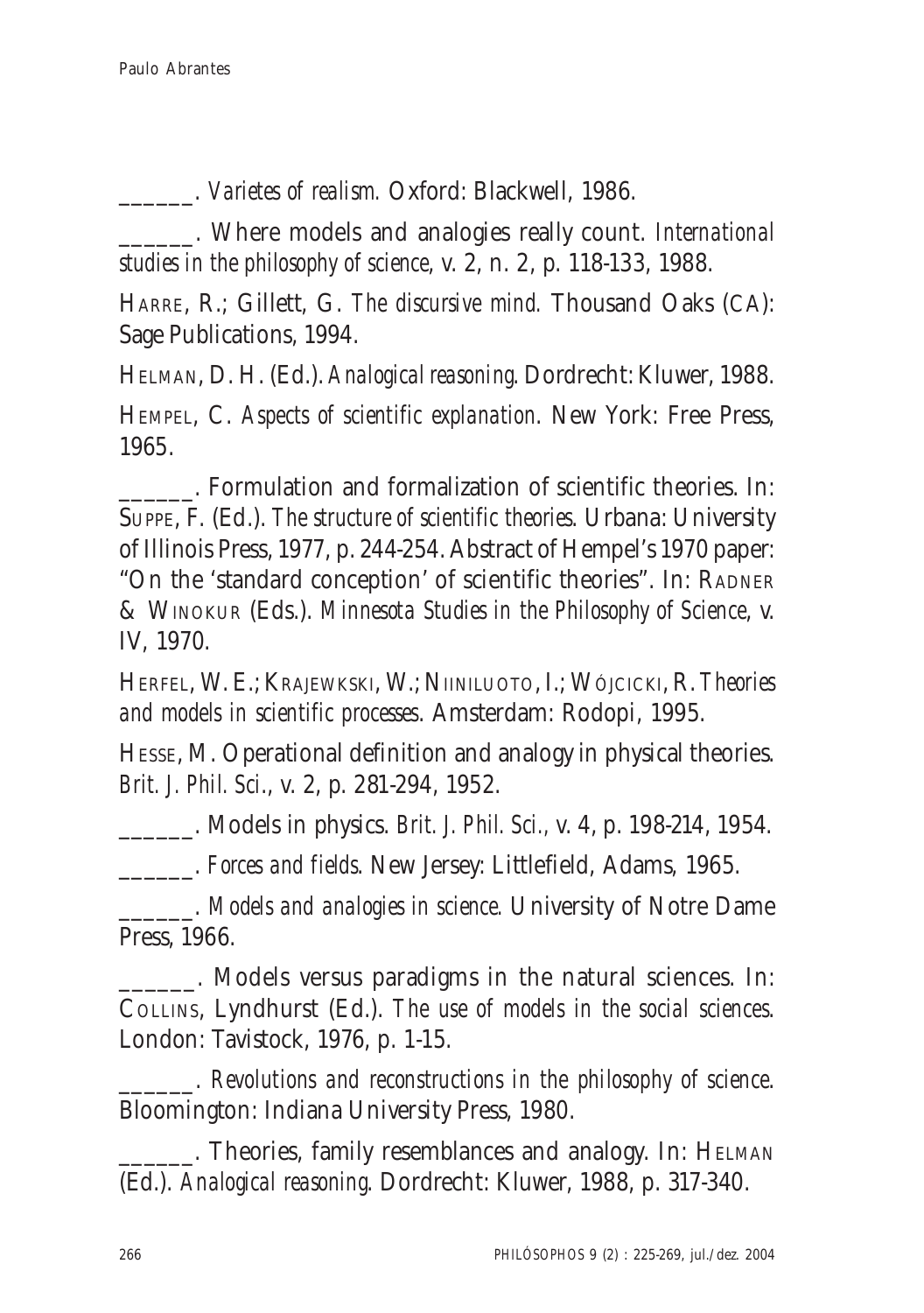\_\_\_\_\_\_. *Varietes of realism.* Oxford: Blackwell, 1986.

\_\_\_\_\_\_. Where models and analogies really count. *International studies in the philosophy of science*, v. 2, n. 2, p. 118-133, 1988.

HARRE, R.; Gillett, G. *The discursive mind.* Thousand Oaks (CA): Sage Publications, 1994.

HELMAN, D. H. (Ed.). *Analogical reasoning*. Dordrecht: Kluwer, 1988.

HEMPEL, C. *Aspects of scientific explanation*. New York: Free Press, 1965.

\_\_\_\_\_\_. Formulation and formalization of scientific theories. In: SUPPE, F. (Ed.). *The structure of scientific theories*. Urbana: University of Illinois Press, 1977, p. 244-254. Abstract of Hempel's 1970 paper: "On the 'standard conception' of scientific theories". In: RADNER & WINOKUR (Eds.). *Minnesota Studies in the Philosophy of Science*, v. IV, 1970.

HERFEL, W. E.; KRAJEWKSKI, W.; NIINILUOTO, I.; WÓJCICKI, R. *Theories and models in scientific processes*. Amsterdam: Rodopi, 1995.

HESSE, M. Operational definition and analogy in physical theories. *Brit. J. Phil. Sci.*, v. 2, p. 281-294, 1952.

\_\_\_\_\_\_. Models in physics. *Brit. J. Phil. Sci.*, v. 4, p. 198-214, 1954.

\_\_\_\_\_\_. *Forces and fields*. New Jersey: Littlefield, Adams, 1965.

\_\_\_\_\_\_. *Models and analogies in science.* University of Notre Dame Press, 1966.

\_\_\_\_\_\_. Models versus paradigms in the natural sciences. In: COLLINS, Lyndhurst (Ed.). *The use of models in the social sciences*. London: Tavistock, 1976, p. 1-15.

\_\_\_\_\_\_. *Revolutions and reconstructions in the philosophy of science*. Bloomington: Indiana University Press, 1980.

\_\_\_\_\_\_. Theories, family resemblances and analogy. In: HELMAN (Ed.). *Analogical reasoning*. Dordrecht: Kluwer, 1988, p. 317-340.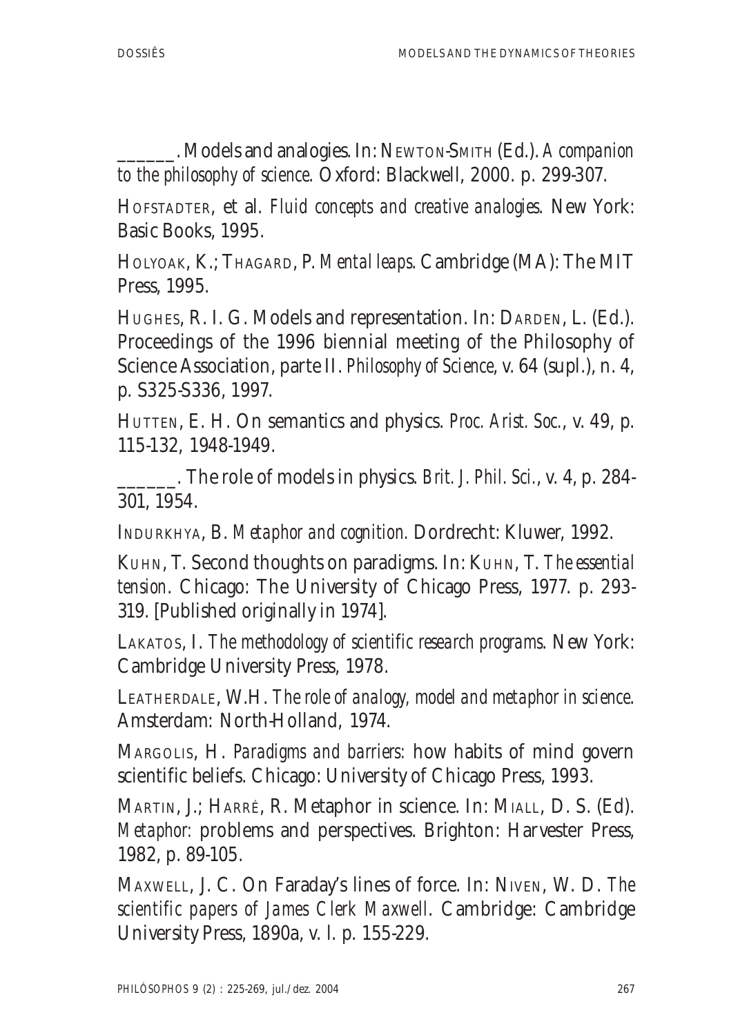______. Models and analogies. In: NEWTON-SMITH (Ed.). *A companion to the philosophy of science*. Oxford: Blackwell, 2000. p. 299-307.

HOFSTADTER, et al. *Fluid concepts and creative analogies*. New York: Basic Books, 1995.

HOLYOAK, K.; THAGARD, P. *Mental leaps*. Cambridge (MA): The MIT Press, 1995.

HUGHES, R. I. G. Models and representation. In: DARDEN, L. (Ed.). Proceedings of the 1996 biennial meeting of the Philosophy of Science Association, parte II. *Philosophy of Science*, v. 64 (supl.), n. 4, p. S325-S336, 1997.

HUTTEN, E. H. On semantics and physics. *Proc. Arist. Soc.*, v. 49, p. 115-132, 1948-1949.

______. The role of models in physics. *Brit. J. Phil. Sci.*, v. 4, p. 284-301, 1954.

INDURKHYA, B. *Metaphor and cognition*. Dordrecht: Kluwer, 1992.

KUHN, T. Second thoughts on paradigms. In: KUHN, T. *The essential tension*. Chicago: The University of Chicago Press, 1977. p. 293-319. [Published originally in 1974].

LAKATOS, I. *The methodology of scientific research programs*. New York: Cambridge University Press, 1978.

LEATHERDALE, W.H. *The role of analogy, model and metaphor in science*. Amsterdam: North-Holland, 1974.

MARGOLIS, H. *Paradigms and barriers:* how habits of mind govern scientific beliefs. Chicago: University of Chicago Press, 1993.

MARTIN, J.; HARRÉ, R. Metaphor in science. In: MIALL, D. S. (Ed). *Metaphor:* problems and perspectives. Brighton: Harvester Press, 1982, p. 89-105.

MAXWELL, J. C. On Faraday's lines of force. In: NIVEN, W. D. *The scientific papers of James Clerk Maxwell*. Cambridge: Cambridge University Press, 1890a, v. I. p. 155-229.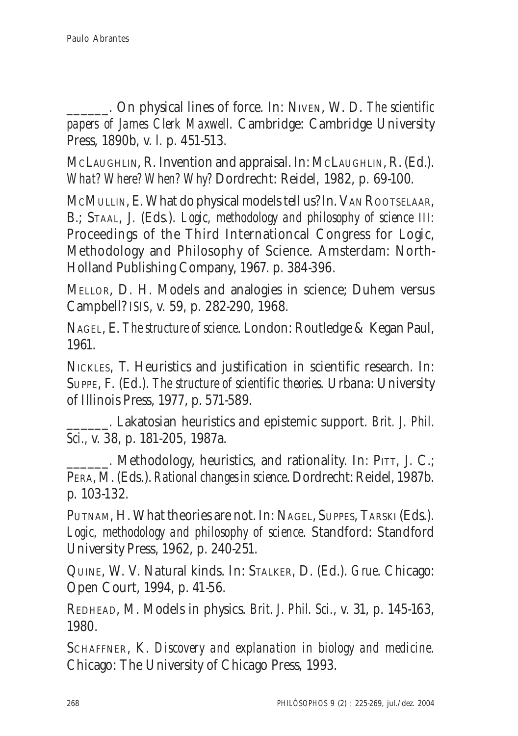______. On physical lines of force. In: NIVEN, W. D. *The scientific papers of James Clerk Maxwell.* Cambridge: Cambridge University Press, 1890b, v. I. p. 451-513.

MCLAUGHLIN, R. Invention and appraisal. In: MCLAUGHLIN, R. (Ed.). *What? Where? When? Why?* Dordrecht: Reidel, 1982, p. 69-100.

MCMULLIN, E. What do physical models tell us? In. VAN ROOTSELAAR, B.; STAAL, J. (Eds.). *Logic, methodology and philosophy of science III:* Proceedings of the Third Internationcal Congress for Logic, Methodology and Philosophy of Science. Amsterdam: North-Holland Publishing Company, 1967. p. 384-396.

MELLOR, D. H. Models and analogies in science; Duhem versus Campbell? *ISIS*, v. 59, p. 282-290, 1968.

NAGEL, E. *The structure of science*. London: Routledge & Kegan Paul, 1961.

NICKLES, T. Heuristics and justification in scientific research. In: SUPPE, F. (Ed.). *The structure of scientific theories*. Urbana: University of Illinois Press, 1977, p. 571-589.

______. Lakatosian heuristics and epistemic support. *Brit. J. Phil. Sci.*, v. 38, p. 181-205, 1987a.

______. Methodology, heuristics, and rationality. In: PITT, J. C.; PERA, M. (Eds.). *Rational changes in science*. Dordrecht: Reidel, 1987b. p. 103-132.

PUTNAM, H. What theories are not. In: NAGEL, SUPPES, TARSKI (Eds.). *Logic, methodology and philosophy of science*. Standford: Standford University Press, 1962, p. 240-251.

QUINE, W. V. Natural kinds. In: STALKER, D. (Ed.). *Grue*. Chicago: Open Court, 1994, p. 41-56.

REDHEAD, M. Models in physics. *Brit. J. Phil. Sci.*, v. 31, p. 145-163, 1980.

SCHAFFNER, K. *Discovery and explanation in biology and medicine*. Chicago: The University of Chicago Press, 1993.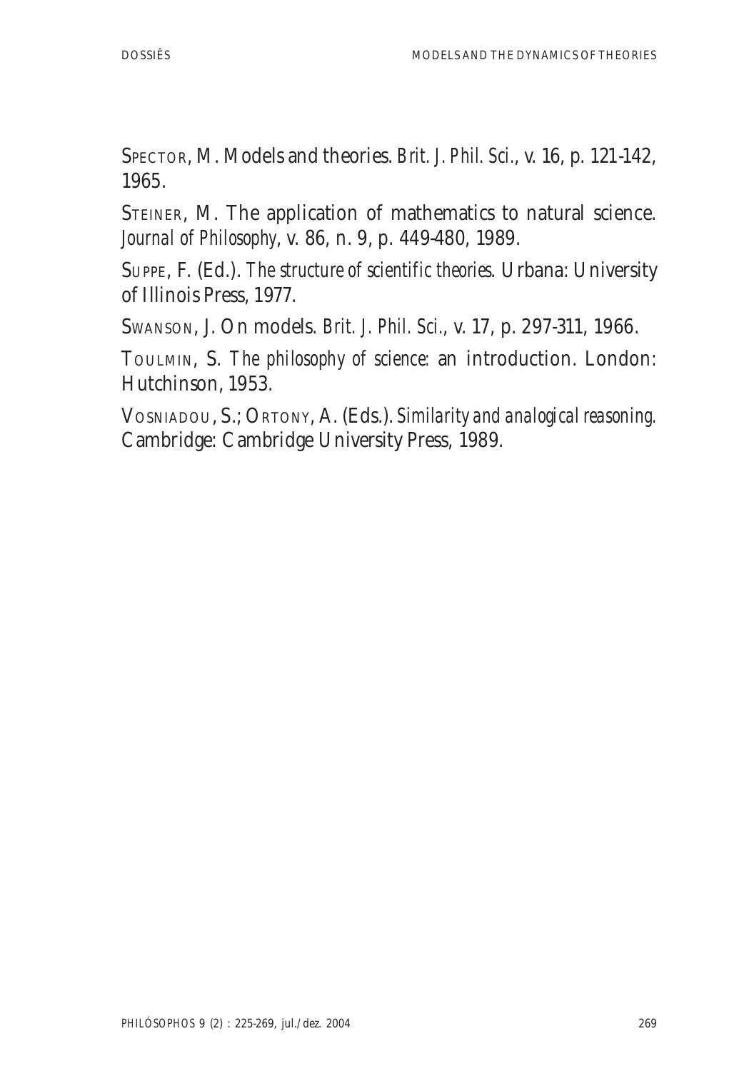SPECTOR, M. Models and theories. *Brit. J. Phil. Sci.*, v. 16, p. 121-142, 1965.

STEINER, M. The application of mathematics to natural science. *Journal of Philosophy*, v. 86, n. 9, p. 449-480, 1989.

SUPPE, F. (Ed.). *The structure of scientific theories*. Urbana: University of Illinois Press, 1977.

SWANSON, J. On models. *Brit. J. Phil. Sci.*, v. 17, p. 297-311, 1966.

TOULMIN, S. *The philosophy of science*: an introduction. London: Hutchinson, 1953.

VOSNIADOU, S.; ORTONY, A. (Eds.). *Similarity and analogical reasoning*. Cambridge: Cambridge University Press, 1989.